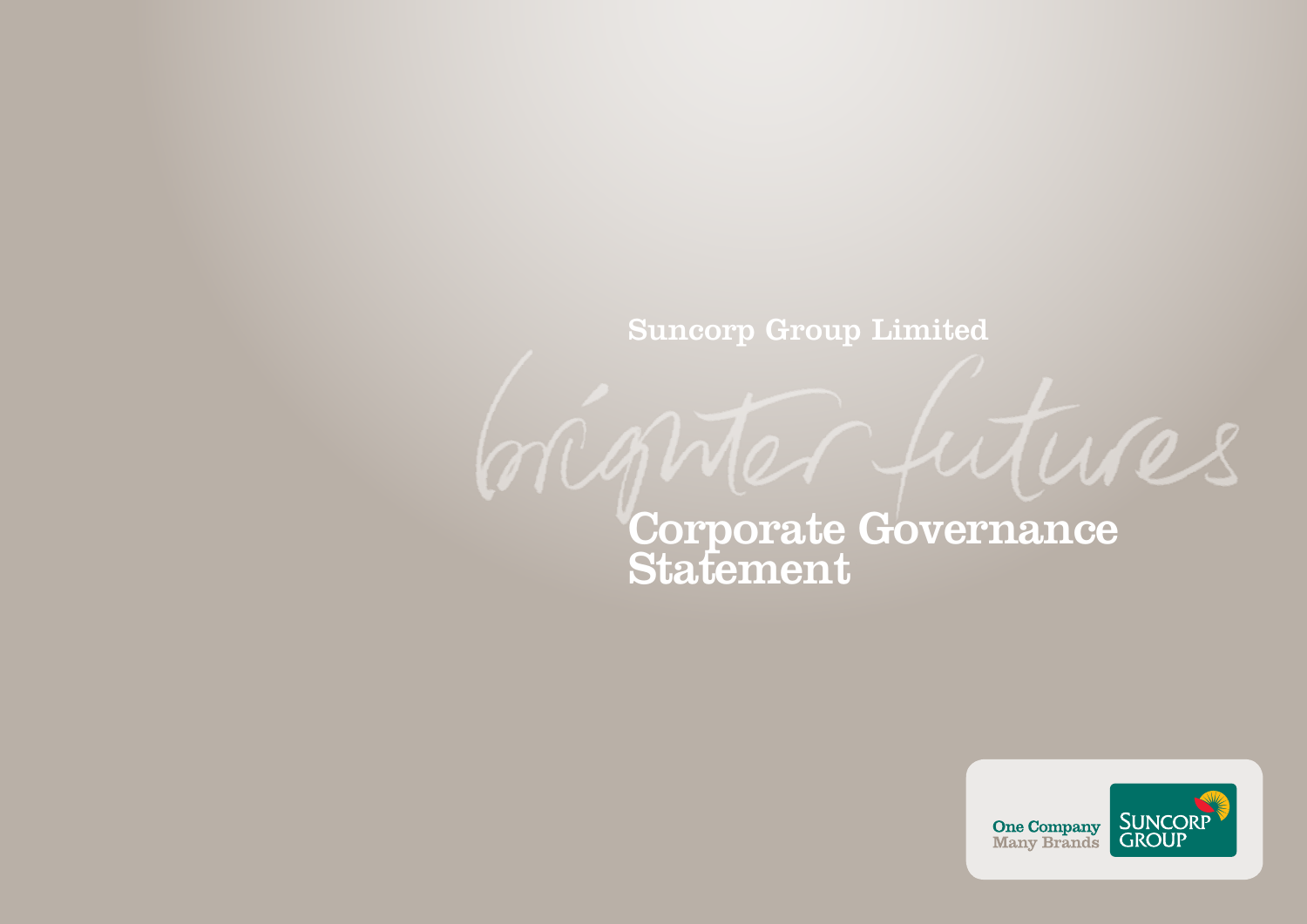Suncorp Group Limited

brighter futures

# Corporate Governance Statement

One Company
Many Brands

SUNCORP GROUP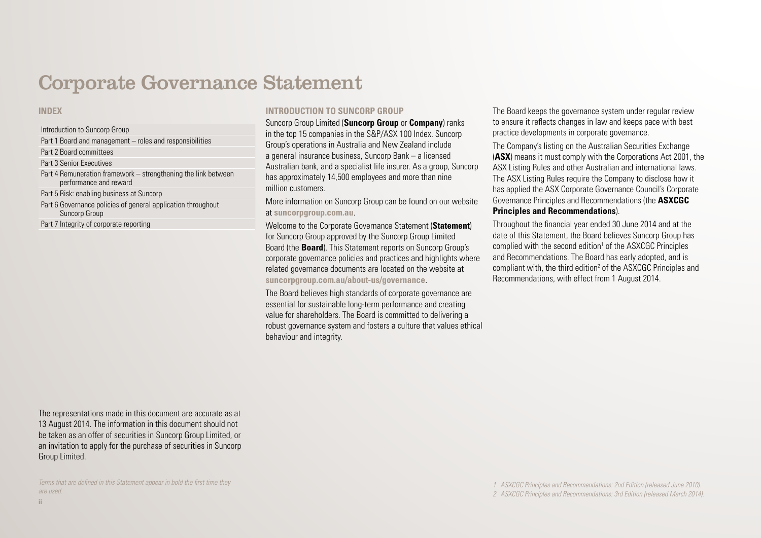# Corporate Governance Statement

## INDEX

- Introduction to Suncorp Group
- Part 1 Board and management – roles and responsibilities
- Part 2 Board committees
- Part 3 Senior Executives
- Part 4 Remuneration framework – strengthening the link between performance and reward
- Part 5 Risk: enabling business at Suncorp
- Part 6 Governance policies of general application throughout Suncorp Group
- Part 7 Integrity of corporate reporting

The representations made in this document are accurate as at 13 August 2014. The information in this document should not be taken as an offer of securities in Suncorp Group Limited, or an invitation to apply for the purchase of securities in Suncorp Group Limited.

*Terms that are defined in this Statement appear in bold the first time they are used.*

## INTRODUCTION TO SUNCORP GROUP

Suncorp Group Limited (**Suncorp Group** or **Company**) ranks in the top 15 companies in the S&P/ASX 100 Index. Suncorp Group's operations in Australia and New Zealand include a general insurance business, Suncorp Bank – a licensed Australian bank, and a specialist life insurer. As a group, Suncorp has approximately 14,500 employees and more than nine million customers.

More information on Suncorp Group can be found on our website at **suncorpgroup.com.au**.

Welcome to the Corporate Governance Statement (**Statement**) for Suncorp Group approved by the Suncorp Group Limited Board (the **Board**). This Statement reports on Suncorp Group's corporate governance policies and practices and highlights where related governance documents are located on the website at **suncorpgroup.com.au/about-us/governance**.

The Board believes high standards of corporate governance are essential for sustainable long-term performance and creating value for shareholders. The Board is committed to delivering a robust governance system and fosters a culture that values ethical behaviour and integrity.

The Board keeps the governance system under regular review to ensure it reflects changes in law and keeps pace with best practice developments in corporate governance.

The Company's listing on the Australian Securities Exchange (**ASX**) means it must comply with the Corporations Act 2001, the ASX Listing Rules and other Australian and international laws. The ASX Listing Rules require the Company to disclose how it has applied the ASX Corporate Governance Council's Corporate Governance Principles and Recommendations (the **ASXCGC Principles and Recommendations**).

Throughout the financial year ended 30 June 2014 and at the date of this Statement, the Board believes Suncorp Group has complied with the second edition[1] of the ASXCGC Principles and Recommendations. The Board has early adopted, and is compliant with, the third edition[2] of the ASXCGC Principles and Recommendations, with effect from 1 August 2014.

*1 ASXCGC Principles and Recommendations: 2nd Edition (released June 2010).*
*2 ASXCGC Principles and Recommendations: 3rd Edition (released March 2014).*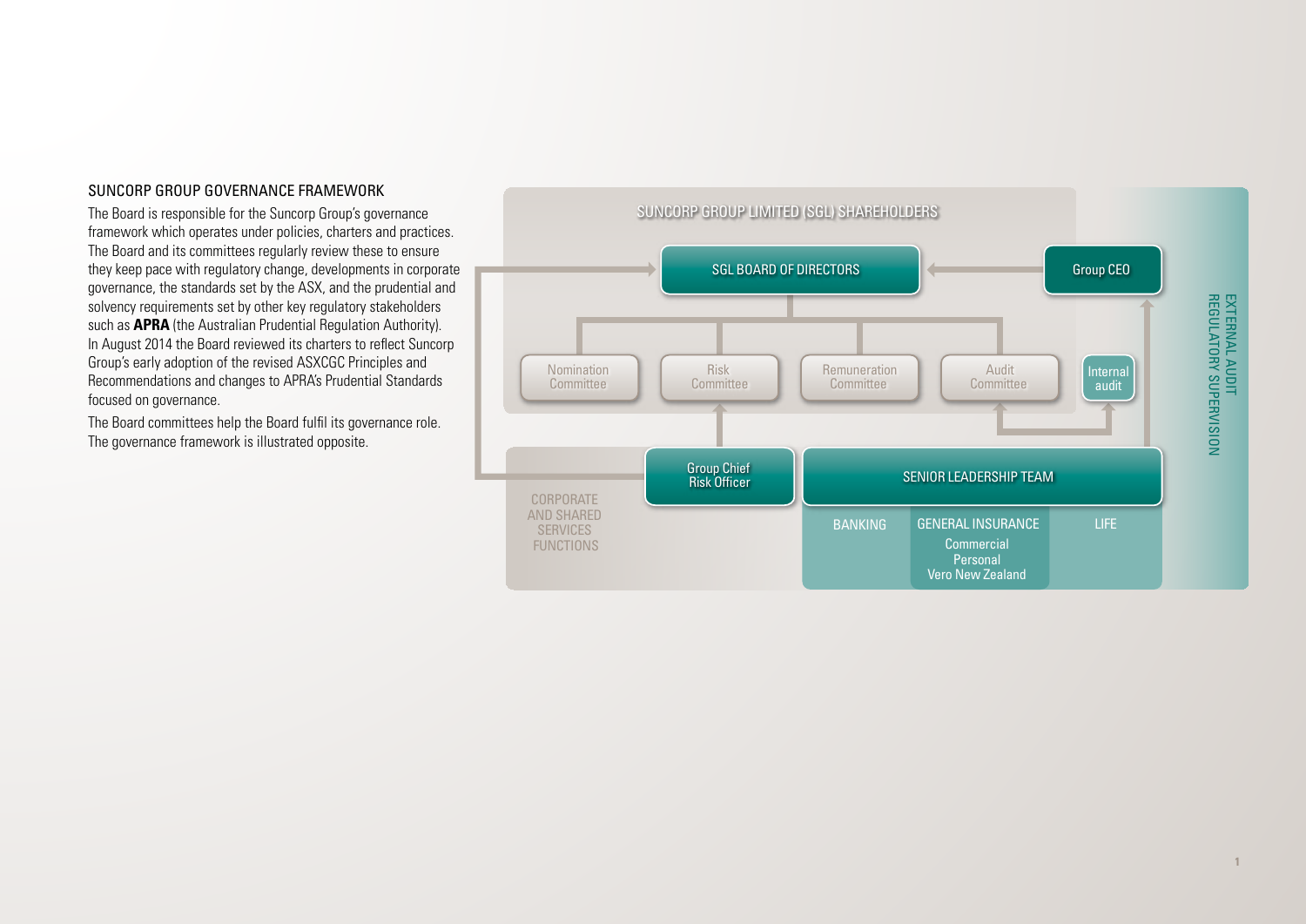## SUNCORP GROUP GOVERNANCE FRAMEWORK

The Board is responsible for the Suncorp Group's governance framework which operates under policies, charters and practices. The Board and its committees regularly review these to ensure they keep pace with regulatory change, developments in corporate governance, the standards set by the ASX, and the prudential and solvency requirements set by other key regulatory stakeholders such as **APRA** (the Australian Prudential Regulation Authority). In August 2014 the Board reviewed its charters to reflect Suncorp Group's early adoption of the revised ASXCGC Principles and Recommendations and changes to APRA's Prudential Standards focused on governance.

The Board committees help the Board fulfil its governance role. The governance framework is illustrated opposite.

SUNCORP GROUP LIMITED (SGL) SHAREHOLDERS

SGL BOARD OF DIRECTORS

Group CEO

Nomination Committee

Risk Committee

Remuneration Committee

Audit Committee

Internal audit

Group Chief Risk Officer

SENIOR LEADERSHIP TEAM

CORPORATE AND SHARED SERVICES FUNCTIONS

BANKING

GENERAL INSURANCE
Commercial
Personal
Vero New Zealand

LIFE

EXTERNAL AUDIT
REGULATORY SUPERVISION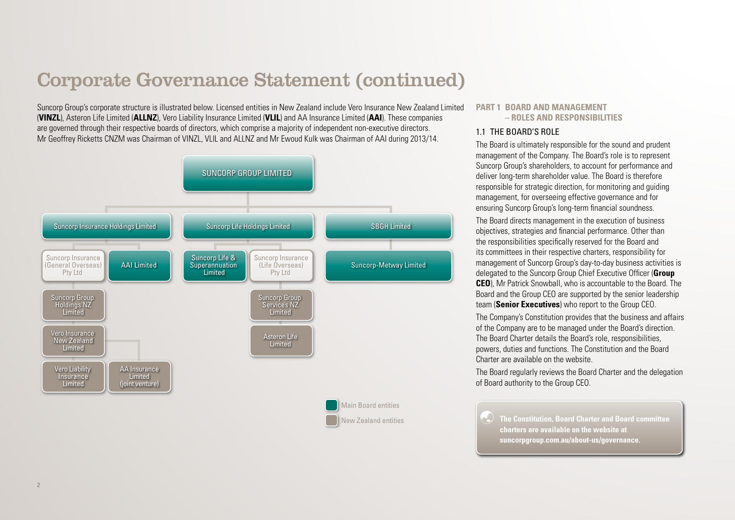# Corporate Governance Statement (continued)

Suncorp Group's corporate structure is illustrated below. Licensed entities in New Zealand include Vero Insurance New Zealand Limited (**VINZL**), Asteron Life Limited (**ALLNZ**), Vero Liability Insurance Limited (**VLIL**) and AA Insurance Limited (**AAI**). These companies are governed through their respective boards of directors, which comprise a majority of independent non-executive directors. Mr Geoffrey Ricketts CNZM was Chairman of VINZL, VLIL and ALLNZ and Mr Ewoud Kulk was Chairman of AAI during 2013/14.

- SUNCORP GROUP LIMITED
  - Suncorp Insurance Holdings Limited
    - Suncorp Insurance (General Overseas) Pty Ltd
      - Suncorp Group Holdings NZ Limited
        - Vero Insurance New Zealand Limited
          - Vero Liability Insurance Limited
          - AA Insurance Limited (joint venture)
    - AAI Limited
  - Suncorp Life Holdings Limited
    - Suncorp Life & Superannuation Limited
    - Suncorp Insurance (Life Overseas) Pty Ltd
      - Suncorp Group Services NZ Limited
        - Asteron Life Limited
  - SBGH Limited
    - Suncorp-Metway Limited

Legend: Main Board entities; New Zealand entities

## PART 1 BOARD AND MANAGEMENT – ROLES AND RESPONSIBILITIES

### 1.1 THE BOARD'S ROLE

The Board is ultimately responsible for the sound and prudent management of the Company. The Board's role is to represent Suncorp Group's shareholders, to account for performance and deliver long-term shareholder value. The Board is therefore responsible for strategic direction, for monitoring and guiding management, for overseeing effective governance and for ensuring Suncorp Group's long-term financial soundness.

The Board directs management in the execution of business objectives, strategies and financial performance. Other than the responsibilities specifically reserved for the Board and its committees in their respective charters, responsibility for management of Suncorp Group's day-to-day business activities is delegated to the Suncorp Group Chief Executive Officer (**Group CEO**), Mr Patrick Snowball, who is accountable to the Board. The Board and the Group CEO are supported by the senior leadership team (**Senior Executives**) who report to the Group CEO.

The Company's Constitution provides that the business and affairs of the Company are to be managed under the Board's direction. The Board Charter details the Board's role, responsibilities, powers, duties and functions. The Constitution and the Board Charter are available on the website.

The Board regularly reviews the Board Charter and the delegation of Board authority to the Group CEO.

**The Constitution, Board Charter and Board committee charters are available on the website at suncorpgroup.com.au/about-us/governance.**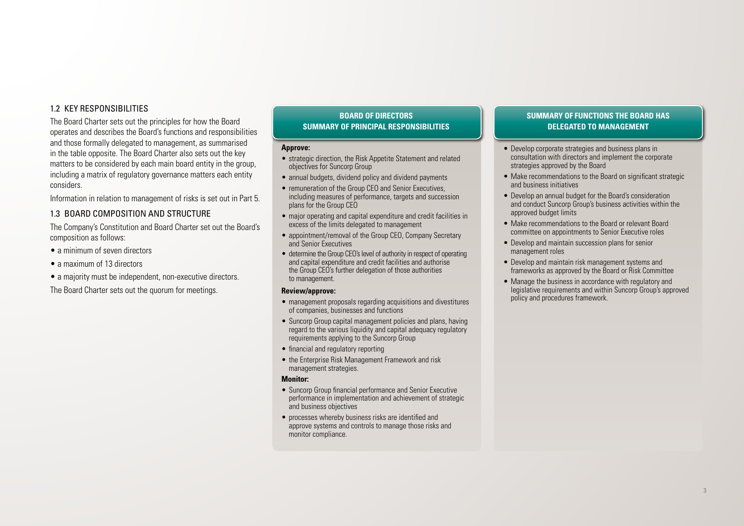## 1.2 KEY RESPONSIBILITIES

The Board Charter sets out the principles for how the Board operates and describes the Board's functions and responsibilities and those formally delegated to management, as summarised in the table opposite. The Board Charter also sets out the key matters to be considered by each main board entity in the group, including a matrix of regulatory governance matters each entity considers.

Information in relation to management of risks is set out in Part 5.

## 1.3 BOARD COMPOSITION AND STRUCTURE

The Company's Constitution and Board Charter set out the Board's composition as follows:

- a minimum of seven directors
- a maximum of 13 directors
- a majority must be independent, non-executive directors.

The Board Charter sets out the quorum for meetings.

### BOARD OF DIRECTORS SUMMARY OF PRINCIPAL RESPONSIBILITIES

**Approve:**

- strategic direction, the Risk Appetite Statement and related objectives for Suncorp Group
- annual budgets, dividend policy and dividend payments
- remuneration of the Group CEO and Senior Executives, including measures of performance, targets and succession plans for the Group CEO
- major operating and capital expenditure and credit facilities in excess of the limits delegated to management
- appointment/removal of the Group CEO, Company Secretary and Senior Executives
- determine the Group CEO's level of authority in respect of operating and capital expenditure and credit facilities and authorise the Group CEO's further delegation of those authorities to management.

**Review/approve:**

- management proposals regarding acquisitions and divestitures of companies, businesses and functions
- Suncorp Group capital management policies and plans, having regard to the various liquidity and capital adequacy regulatory requirements applying to the Suncorp Group
- financial and regulatory reporting
- the Enterprise Risk Management Framework and risk management strategies.

**Monitor:**

- Suncorp Group financial performance and Senior Executive performance in implementation and achievement of strategic and business objectives
- processes whereby business risks are identified and approve systems and controls to manage those risks and monitor compliance.

### SUMMARY OF FUNCTIONS THE BOARD HAS DELEGATED TO MANAGEMENT

- Develop corporate strategies and business plans in consultation with directors and implement the corporate strategies approved by the Board
- Make recommendations to the Board on significant strategic and business initiatives
- Develop an annual budget for the Board's consideration and conduct Suncorp Group's business activities within the approved budget limits
- Make recommendations to the Board or relevant Board committee on appointments to Senior Executive roles
- Develop and maintain succession plans for senior management roles
- Develop and maintain risk management systems and frameworks as approved by the Board or Risk Committee
- Manage the business in accordance with regulatory and legislative requirements and within Suncorp Group's approved policy and procedures framework.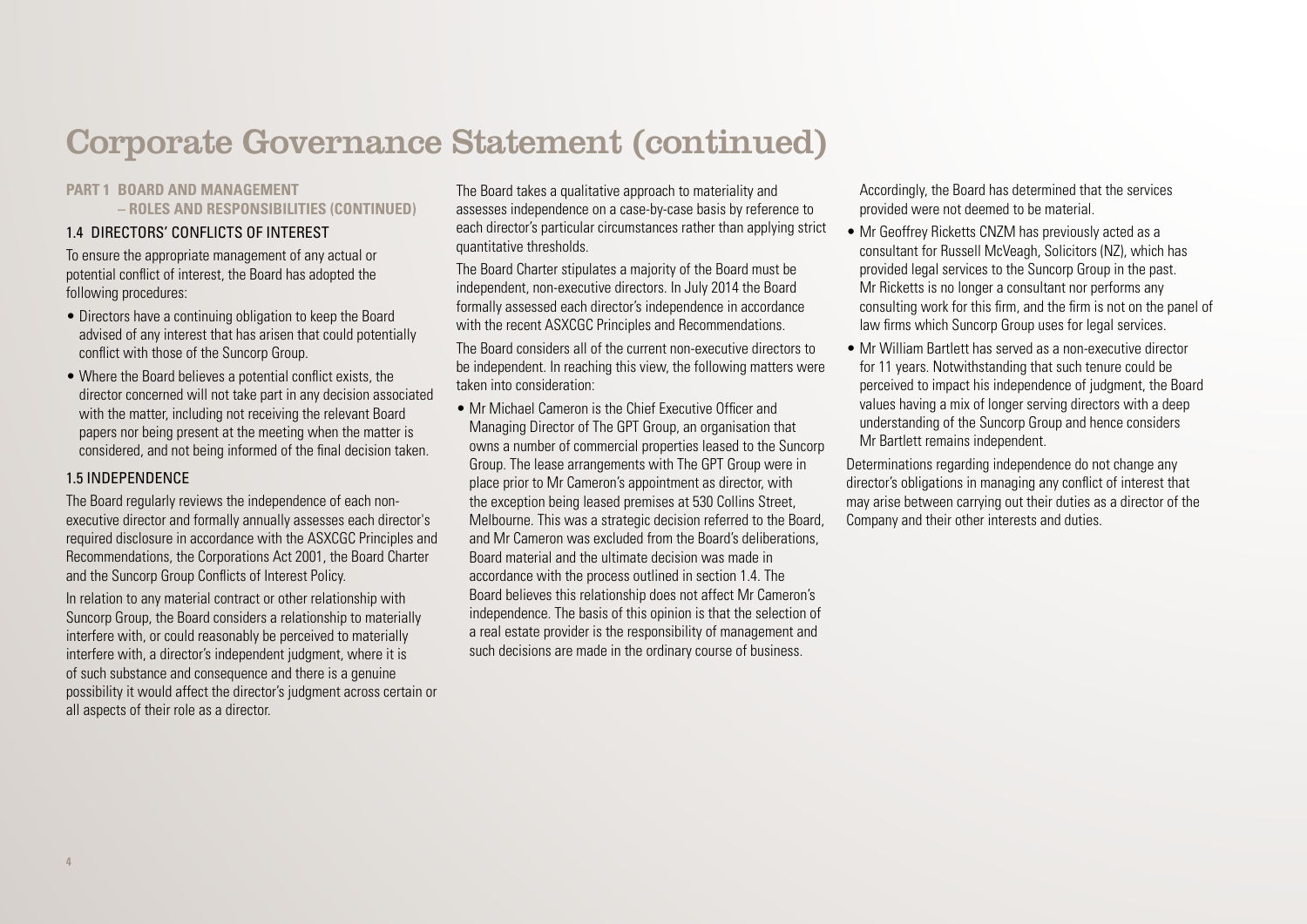# Corporate Governance Statement (continued)

## PART 1 BOARD AND MANAGEMENT – ROLES AND RESPONSIBILITIES (CONTINUED)

### 1.4 DIRECTORS' CONFLICTS OF INTEREST

To ensure the appropriate management of any actual or potential conflict of interest, the Board has adopted the following procedures:

- Directors have a continuing obligation to keep the Board advised of any interest that has arisen that could potentially conflict with those of the Suncorp Group.
- Where the Board believes a potential conflict exists, the director concerned will not take part in any decision associated with the matter, including not receiving the relevant Board papers nor being present at the meeting when the matter is considered, and not being informed of the final decision taken.

### 1.5 INDEPENDENCE

The Board regularly reviews the independence of each non-executive director and formally annually assesses each director's required disclosure in accordance with the ASXCGC Principles and Recommendations, the Corporations Act 2001, the Board Charter and the Suncorp Group Conflicts of Interest Policy.

In relation to any material contract or other relationship with Suncorp Group, the Board considers a relationship to materially interfere with, or could reasonably be perceived to materially interfere with, a director's independent judgment, where it is of such substance and consequence and there is a genuine possibility it would affect the director's judgment across certain or all aspects of their role as a director.

The Board takes a qualitative approach to materiality and assesses independence on a case-by-case basis by reference to each director's particular circumstances rather than applying strict quantitative thresholds.

The Board Charter stipulates a majority of the Board must be independent, non-executive directors. In July 2014 the Board formally assessed each director's independence in accordance with the recent ASXCGC Principles and Recommendations.

The Board considers all of the current non-executive directors to be independent. In reaching this view, the following matters were taken into consideration:

- Mr Michael Cameron is the Chief Executive Officer and Managing Director of The GPT Group, an organisation that owns a number of commercial properties leased to the Suncorp Group. The lease arrangements with The GPT Group were in place prior to Mr Cameron's appointment as director, with the exception being leased premises at 530 Collins Street, Melbourne. This was a strategic decision referred to the Board, and Mr Cameron was excluded from the Board's deliberations, Board material and the ultimate decision was made in accordance with the process outlined in section 1.4. The Board believes this relationship does not affect Mr Cameron's independence. The basis of this opinion is that the selection of a real estate provider is the responsibility of management and such decisions are made in the ordinary course of business. Accordingly, the Board has determined that the services provided were not deemed to be material.
- Mr Geoffrey Ricketts CNZM has previously acted as a consultant for Russell McVeagh, Solicitors (NZ), which has provided legal services to the Suncorp Group in the past. Mr Ricketts is no longer a consultant nor performs any consulting work for this firm, and the firm is not on the panel of law firms which Suncorp Group uses for legal services.
- Mr William Bartlett has served as a non-executive director for 11 years. Notwithstanding that such tenure could be perceived to impact his independence of judgment, the Board values having a mix of longer serving directors with a deep understanding of the Suncorp Group and hence considers Mr Bartlett remains independent.

Determinations regarding independence do not change any director's obligations in managing any conflict of interest that may arise between carrying out their duties as a director of the Company and their other interests and duties.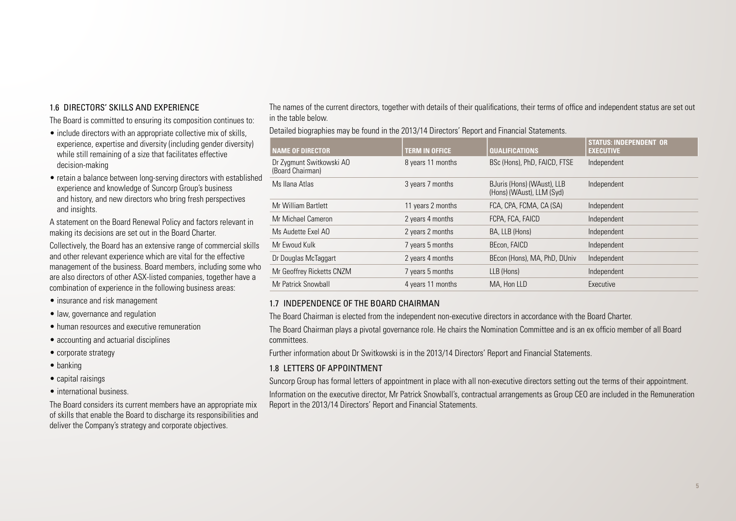## 1.6 DIRECTORS' SKILLS AND EXPERIENCE

The Board is committed to ensuring its composition continues to:

- include directors with an appropriate collective mix of skills, experience, expertise and diversity (including gender diversity) while still remaining of a size that facilitates effective decision-making
- retain a balance between long-serving directors with established experience and knowledge of Suncorp Group's business and history, and new directors who bring fresh perspectives and insights.

A statement on the Board Renewal Policy and factors relevant in making its decisions are set out in the Board Charter.

Collectively, the Board has an extensive range of commercial skills and other relevant experience which are vital for the effective management of the business. Board members, including some who are also directors of other ASX-listed companies, together have a combination of experience in the following business areas:

- insurance and risk management
- law, governance and regulation
- human resources and executive remuneration
- accounting and actuarial disciplines
- corporate strategy
- banking
- capital raisings
- international business.

The Board considers its current members have an appropriate mix of skills that enable the Board to discharge its responsibilities and deliver the Company's strategy and corporate objectives.

The names of the current directors, together with details of their qualifications, their terms of office and independent status are set out in the table below.

Detailed biographies may be found in the 2013/14 Directors' Report and Financial Statements.

| NAME OF DIRECTOR | TERM IN OFFICE | QUALIFICATIONS | STATUS: INDEPENDENT OR EXECUTIVE |
|---|---|---|---|
| Dr Zygmunt Switkowski AO (Board Chairman) | 8 years 11 months | BSc (Hons), PhD, FAICD, FTSE | Independent |
| Ms Ilana Atlas | 3 years 7 months | BJuris (Hons) (WAust), LLB (Hons) (WAust), LLM (Syd) | Independent |
| Mr William Bartlett | 11 years 2 months | FCA, CPA, FCMA, CA (SA) | Independent |
| Mr Michael Cameron | 2 years 4 months | FCPA, FCA, FAICD | Independent |
| Ms Audette Exel AO | 2 years 2 months | BA, LLB (Hons) | Independent |
| Mr Ewoud Kulk | 7 years 5 months | BEcon, FAICD | Independent |
| Dr Douglas McTaggart | 2 years 4 months | BEcon (Hons), MA, PhD, DUniv | Independent |
| Mr Geoffrey Ricketts CNZM | 7 years 5 months | LLB (Hons) | Independent |
| Mr Patrick Snowball | 4 years 11 months | MA, Hon LLD | Executive |

## 1.7 INDEPENDENCE OF THE BOARD CHAIRMAN

The Board Chairman is elected from the independent non-executive directors in accordance with the Board Charter.

The Board Chairman plays a pivotal governance role. He chairs the Nomination Committee and is an ex officio member of all Board committees.

Further information about Dr Switkowski is in the 2013/14 Directors' Report and Financial Statements.

## 1.8 LETTERS OF APPOINTMENT

Suncorp Group has formal letters of appointment in place with all non-executive directors setting out the terms of their appointment.

Information on the executive director, Mr Patrick Snowball's, contractual arrangements as Group CEO are included in the Remuneration Report in the 2013/14 Directors' Report and Financial Statements.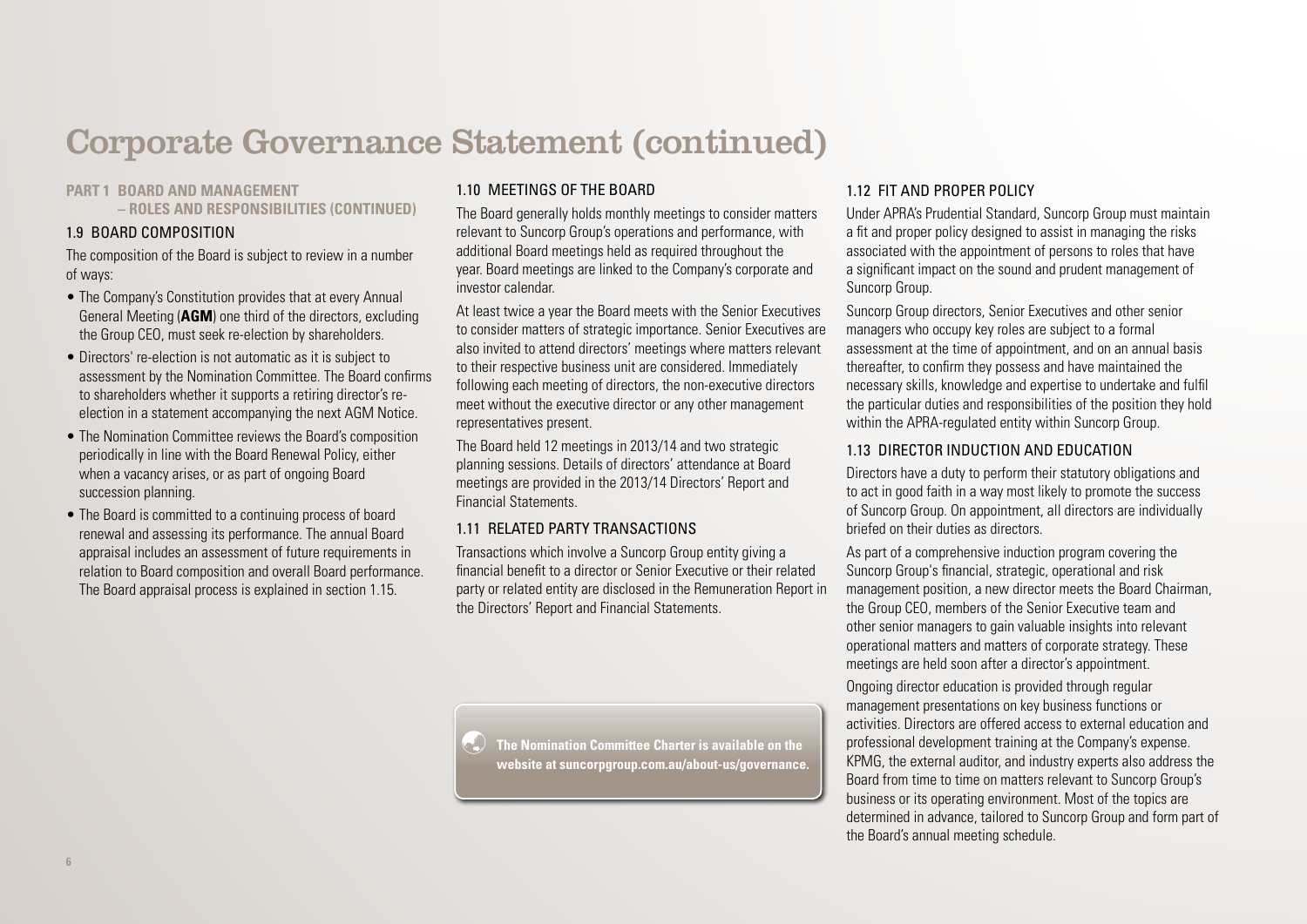# Corporate Governance Statement (continued)

## PART 1 BOARD AND MANAGEMENT – ROLES AND RESPONSIBILITIES (CONTINUED)

### 1.9 BOARD COMPOSITION

The composition of the Board is subject to review in a number of ways:

- The Company's Constitution provides that at every Annual General Meeting (**AGM**) one third of the directors, excluding the Group CEO, must seek re-election by shareholders.
- Directors' re-election is not automatic as it is subject to assessment by the Nomination Committee. The Board confirms to shareholders whether it supports a retiring director's re-election in a statement accompanying the next AGM Notice.
- The Nomination Committee reviews the Board's composition periodically in line with the Board Renewal Policy, either when a vacancy arises, or as part of ongoing Board succession planning.
- The Board is committed to a continuing process of board renewal and assessing its performance. The annual Board appraisal includes an assessment of future requirements in relation to Board composition and overall Board performance. The Board appraisal process is explained in section 1.15.

### 1.10 MEETINGS OF THE BOARD

The Board generally holds monthly meetings to consider matters relevant to Suncorp Group's operations and performance, with additional Board meetings held as required throughout the year. Board meetings are linked to the Company's corporate and investor calendar.

At least twice a year the Board meets with the Senior Executives to consider matters of strategic importance. Senior Executives are also invited to attend directors' meetings where matters relevant to their respective business unit are considered. Immediately following each meeting of directors, the non-executive directors meet without the executive director or any other management representatives present.

The Board held 12 meetings in 2013/14 and two strategic planning sessions. Details of directors' attendance at Board meetings are provided in the 2013/14 Directors' Report and Financial Statements.

### 1.11 RELATED PARTY TRANSACTIONS

Transactions which involve a Suncorp Group entity giving a financial benefit to a director or Senior Executive or their related party or related entity are disclosed in the Remuneration Report in the Directors' Report and Financial Statements.

**The Nomination Committee Charter is available on the website at suncorpgroup.com.au/about-us/governance.**

### 1.12 FIT AND PROPER POLICY

Under APRA's Prudential Standard, Suncorp Group must maintain a fit and proper policy designed to assist in managing the risks associated with the appointment of persons to roles that have a significant impact on the sound and prudent management of Suncorp Group.

Suncorp Group directors, Senior Executives and other senior managers who occupy key roles are subject to a formal assessment at the time of appointment, and on an annual basis thereafter, to confirm they possess and have maintained the necessary skills, knowledge and expertise to undertake and fulfil the particular duties and responsibilities of the position they hold within the APRA-regulated entity within Suncorp Group.

### 1.13 DIRECTOR INDUCTION AND EDUCATION

Directors have a duty to perform their statutory obligations and to act in good faith in a way most likely to promote the success of Suncorp Group. On appointment, all directors are individually briefed on their duties as directors.

As part of a comprehensive induction program covering the Suncorp Group's financial, strategic, operational and risk management position, a new director meets the Board Chairman, the Group CEO, members of the Senior Executive team and other senior managers to gain valuable insights into relevant operational matters and matters of corporate strategy. These meetings are held soon after a director's appointment.

Ongoing director education is provided through regular management presentations on key business functions or activities. Directors are offered access to external education and professional development training at the Company's expense. KPMG, the external auditor, and industry experts also address the Board from time to time on matters relevant to Suncorp Group's business or its operating environment. Most of the topics are determined in advance, tailored to Suncorp Group and form part of the Board's annual meeting schedule.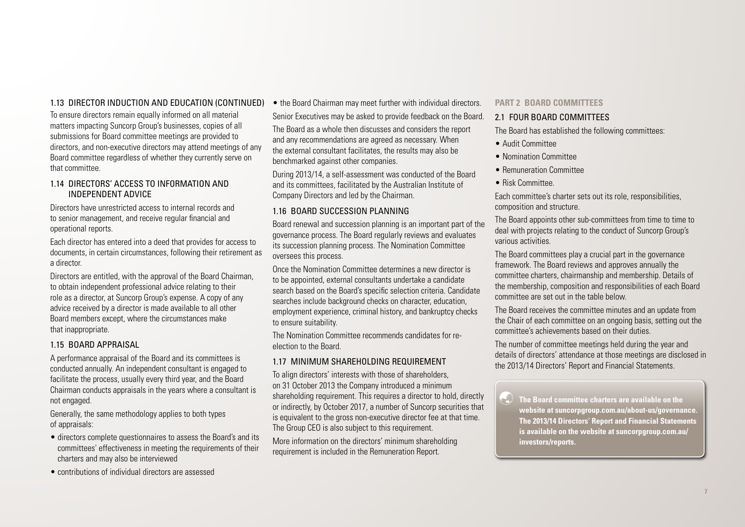### 1.13 DIRECTOR INDUCTION AND EDUCATION (CONTINUED)

To ensure directors remain equally informed on all material matters impacting Suncorp Group's businesses, copies of all submissions for Board committee meetings are provided to directors, and non-executive directors may attend meetings of any Board committee regardless of whether they currently serve on that committee.

### 1.14 DIRECTORS' ACCESS TO INFORMATION AND INDEPENDENT ADVICE

Directors have unrestricted access to internal records and to senior management, and receive regular financial and operational reports.

Each director has entered into a deed that provides for access to documents, in certain circumstances, following their retirement as a director.

Directors are entitled, with the approval of the Board Chairman, to obtain independent professional advice relating to their role as a director, at Suncorp Group's expense. A copy of any advice received by a director is made available to all other Board members except, where the circumstances make that inappropriate.

### 1.15 BOARD APPRAISAL

A performance appraisal of the Board and its committees is conducted annually. An independent consultant is engaged to facilitate the process, usually every third year, and the Board Chairman conducts appraisals in the years where a consultant is not engaged.

Generally, the same methodology applies to both types of appraisals:

- directors complete questionnaires to assess the Board's and its committees' effectiveness in meeting the requirements of their charters and may also be interviewed
- contributions of individual directors are assessed
- the Board Chairman may meet further with individual directors.

Senior Executives may be asked to provide feedback on the Board.

The Board as a whole then discusses and considers the report and any recommendations are agreed as necessary. When the external consultant facilitates, the results may also be benchmarked against other companies.

During 2013/14, a self-assessment was conducted of the Board and its committees, facilitated by the Australian Institute of Company Directors and led by the Chairman.

### 1.16 BOARD SUCCESSION PLANNING

Board renewal and succession planning is an important part of the governance process. The Board regularly reviews and evaluates its succession planning process. The Nomination Committee oversees this process.

Once the Nomination Committee determines a new director is to be appointed, external consultants undertake a candidate search based on the Board's specific selection criteria. Candidate searches include background checks on character, education, employment experience, criminal history, and bankruptcy checks to ensure suitability.

The Nomination Committee recommends candidates for re-election to the Board.

### 1.17 MINIMUM SHAREHOLDING REQUIREMENT

To align directors' interests with those of shareholders, on 31 October 2013 the Company introduced a minimum shareholding requirement. This requires a director to hold, directly or indirectly, by October 2017, a number of Suncorp securities that is equivalent to the gross non-executive director fee at that time. The Group CEO is also subject to this requirement.

More information on the directors' minimum shareholding requirement is included in the Remuneration Report.

## PART 2 BOARD COMMITTEES

### 2.1 FOUR BOARD COMMITTEES

The Board has established the following committees:

- Audit Committee
- Nomination Committee
- Remuneration Committee
- Risk Committee.

Each committee's charter sets out its role, responsibilities, composition and structure.

The Board appoints other sub-committees from time to time to deal with projects relating to the conduct of Suncorp Group's various activities.

The Board committees play a crucial part in the governance framework. The Board reviews and approves annually the committee charters, chairmanship and membership. Details of the membership, composition and responsibilities of each Board committee are set out in the table below.

The Board receives the committee minutes and an update from the Chair of each committee on an ongoing basis, setting out the committee's achievements based on their duties.

The number of committee meetings held during the year and details of directors' attendance at those meetings are disclosed in the 2013/14 Directors' Report and Financial Statements.

**The Board committee charters are available on the website at suncorpgroup.com.au/about-us/governance. The 2013/14 Directors' Report and Financial Statements is available on the website at suncorpgroup.com.au/investors/reports.**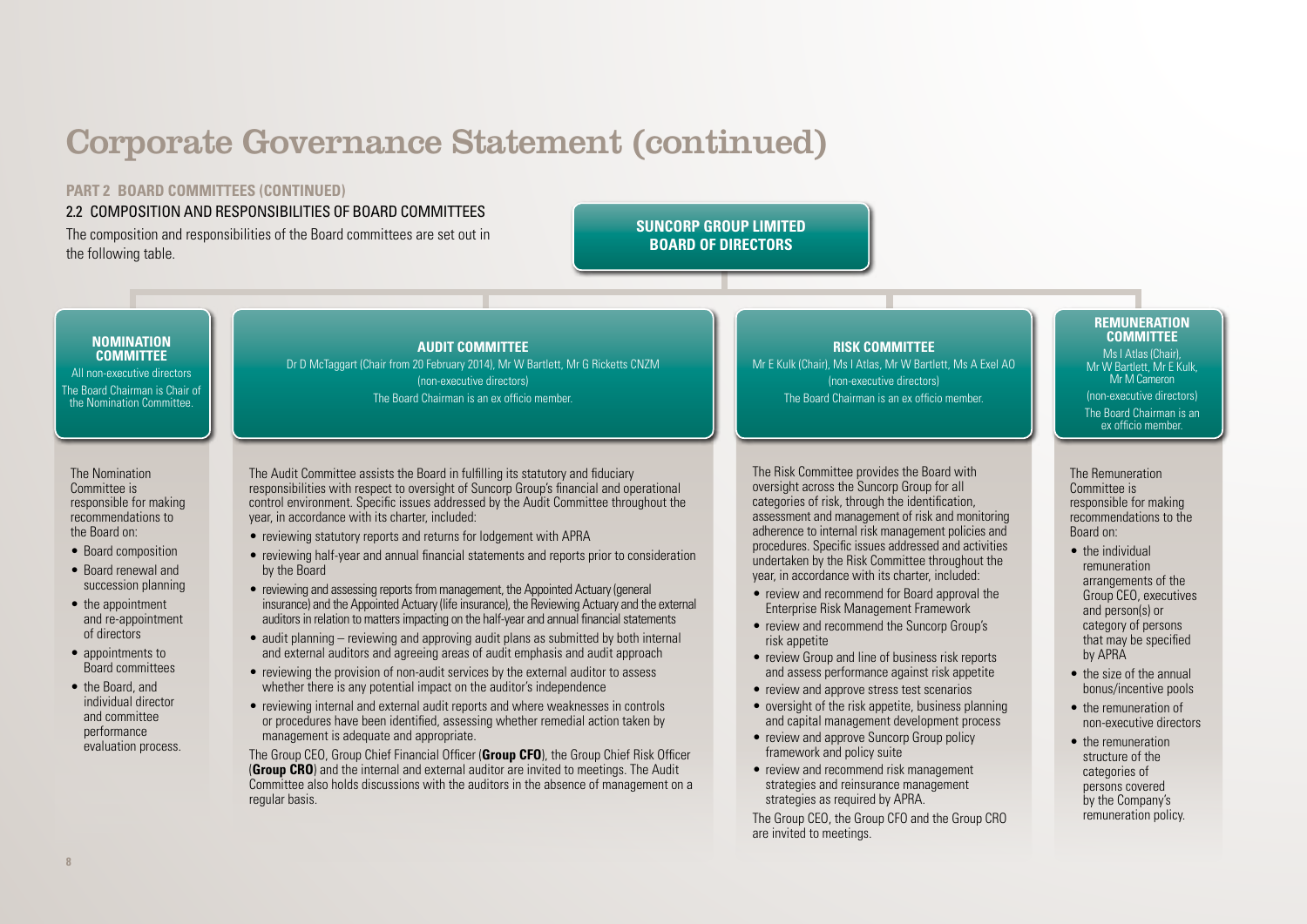# Corporate Governance Statement (continued)

## PART 2 BOARD COMMITTEES (CONTINUED)

### 2.2 COMPOSITION AND RESPONSIBILITIES OF BOARD COMMITTEES

The composition and responsibilities of the Board committees are set out in the following table.

**SUNCORP GROUP LIMITED BOARD OF DIRECTORS**

#### NOMINATION COMMITTEE

All non-executive directors

The Board Chairman is Chair of the Nomination Committee.

The Nomination Committee is responsible for making recommendations to the Board on:

- Board composition
- Board renewal and succession planning
- the appointment and re-appointment of directors
- appointments to Board committees
- the Board, and individual director and committee performance evaluation process.

#### AUDIT COMMITTEE

Dr D McTaggart (Chair from 20 February 2014), Mr W Bartlett, Mr G Ricketts CNZM (non-executive directors)

The Board Chairman is an ex officio member.

The Audit Committee assists the Board in fulfilling its statutory and fiduciary responsibilities with respect to oversight of Suncorp Group's financial and operational control environment. Specific issues addressed by the Audit Committee throughout the year, in accordance with its charter, included:

- reviewing statutory reports and returns for lodgement with APRA
- reviewing half-year and annual financial statements and reports prior to consideration by the Board
- reviewing and assessing reports from management, the Appointed Actuary (general insurance) and the Appointed Actuary (life insurance), the Reviewing Actuary and the external auditors in relation to matters impacting on the half-year and annual financial statements
- audit planning – reviewing and approving audit plans as submitted by both internal and external auditors and agreeing areas of audit emphasis and audit approach
- reviewing the provision of non-audit services by the external auditor to assess whether there is any potential impact on the auditor's independence
- reviewing internal and external audit reports and where weaknesses in controls or procedures have been identified, assessing whether remedial action taken by management is adequate and appropriate.

The Group CEO, Group Chief Financial Officer (**Group CFO**), the Group Chief Risk Officer (**Group CRO**) and the internal and external auditor are invited to meetings. The Audit Committee also holds discussions with the auditors in the absence of management on a regular basis.

#### RISK COMMITTEE

Mr E Kulk (Chair), Ms I Atlas, Mr W Bartlett, Ms A Exel AO (non-executive directors)

The Board Chairman is an ex officio member.

The Risk Committee provides the Board with oversight across the Suncorp Group for all categories of risk, through the identification, assessment and management of risk and monitoring adherence to internal risk management policies and procedures. Specific issues addressed and activities undertaken by the Risk Committee throughout the year, in accordance with its charter, included:

- review and recommend for Board approval the Enterprise Risk Management Framework
- review and recommend the Suncorp Group's risk appetite
- review Group and line of business risk reports and assess performance against risk appetite
- review and approve stress test scenarios
- oversight of the risk appetite, business planning and capital management development process
- review and approve Suncorp Group policy framework and policy suite
- review and recommend risk management strategies and reinsurance management strategies as required by APRA.

The Group CEO, the Group CFO and the Group CRO are invited to meetings.

#### REMUNERATION COMMITTEE

Ms I Atlas (Chair), Mr W Bartlett, Mr E Kulk, Mr M Cameron (non-executive directors)

The Board Chairman is an ex officio member.

The Remuneration Committee is responsible for making recommendations to the Board on:

- the individual remuneration arrangements of the Group CEO, executives and person(s) or category of persons that may be specified by APRA
- the size of the annual bonus/incentive pools
- the remuneration of non-executive directors
- the remuneration structure of the categories of persons covered by the Company's remuneration policy.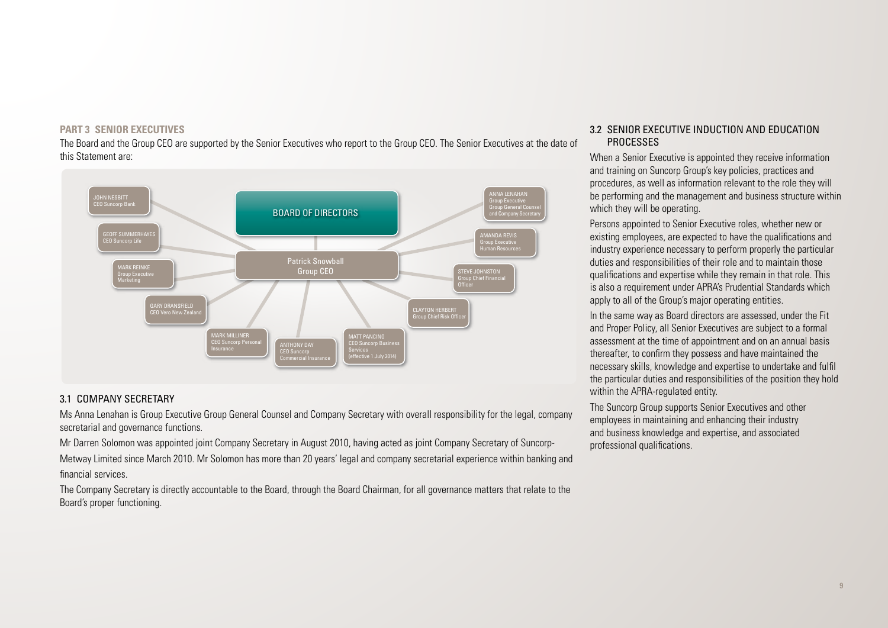## PART 3 SENIOR EXECUTIVES

The Board and the Group CEO are supported by the Senior Executives who report to the Group CEO. The Senior Executives at the date of this Statement are:

BOARD OF DIRECTORS

Patrick Snowball
Group CEO

- JOHN NESBITT – CEO Suncorp Bank
- GEOFF SUMMERHAYES – CEO Suncorp Life
- MARK REINKE – Group Executive Marketing
- GARY DRANSFIELD – CEO Vero New Zealand
- MARK MILLINER – CEO Suncorp Personal Insurance
- ANTHONY DAY – CEO Suncorp Commercial Insurance
- MATT PANCINO – CEO Suncorp Business Services (effective 1 July 2014)
- CLAYTON HERBERT – Group Chief Risk Officer
- STEVE JOHNSTON – Group Chief Financial Officer
- AMANDA REVIS – Group Executive Human Resources
- ANNA LENAHAN – Group Executive Group General Counsel and Company Secretary

### 3.1 COMPANY SECRETARY

Ms Anna Lenahan is Group Executive Group General Counsel and Company Secretary with overall responsibility for the legal, company secretarial and governance functions.

Mr Darren Solomon was appointed joint Company Secretary in August 2010, having acted as joint Company Secretary of Suncorp-Metway Limited since March 2010. Mr Solomon has more than 20 years' legal and company secretarial experience within banking and financial services.

The Company Secretary is directly accountable to the Board, through the Board Chairman, for all governance matters that relate to the Board's proper functioning.

### 3.2 SENIOR EXECUTIVE INDUCTION AND EDUCATION PROCESSES

When a Senior Executive is appointed they receive information and training on Suncorp Group's key policies, practices and procedures, as well as information relevant to the role they will be performing and the management and business structure within which they will be operating.

Persons appointed to Senior Executive roles, whether new or existing employees, are expected to have the qualifications and industry experience necessary to perform properly the particular duties and responsibilities of their role and to maintain those qualifications and expertise while they remain in that role. This is also a requirement under APRA's Prudential Standards which apply to all of the Group's major operating entities.

In the same way as Board directors are assessed, under the Fit and Proper Policy, all Senior Executives are subject to a formal assessment at the time of appointment and on an annual basis thereafter, to confirm they possess and have maintained the necessary skills, knowledge and expertise to undertake and fulfil the particular duties and responsibilities of the position they hold within the APRA-regulated entity.

The Suncorp Group supports Senior Executives and other employees in maintaining and enhancing their industry and business knowledge and expertise, and associated professional qualifications.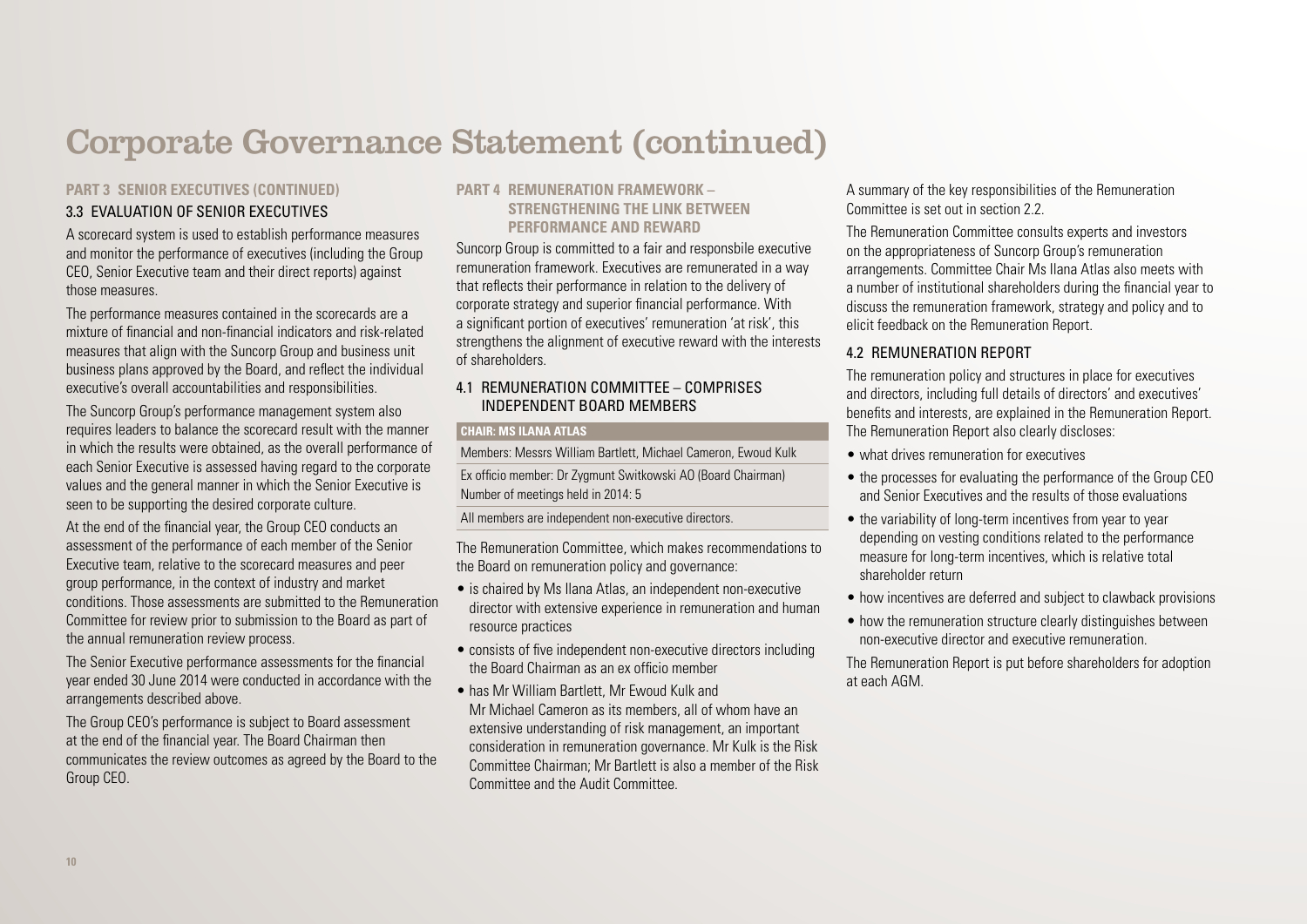# Corporate Governance Statement (continued)

### PART 3 SENIOR EXECUTIVES (CONTINUED)

#### 3.3 EVALUATION OF SENIOR EXECUTIVES

A scorecard system is used to establish performance measures and monitor the performance of executives (including the Group CEO, Senior Executive team and their direct reports) against those measures.

The performance measures contained in the scorecards are a mixture of financial and non-financial indicators and risk-related measures that align with the Suncorp Group and business unit business plans approved by the Board, and reflect the individual executive's overall accountabilities and responsibilities.

The Suncorp Group's performance management system also requires leaders to balance the scorecard result with the manner in which the results were obtained, as the overall performance of each Senior Executive is assessed having regard to the corporate values and the general manner in which the Senior Executive is seen to be supporting the desired corporate culture.

At the end of the financial year, the Group CEO conducts an assessment of the performance of each member of the Senior Executive team, relative to the scorecard measures and peer group performance, in the context of industry and market conditions. Those assessments are submitted to the Remuneration Committee for review prior to submission to the Board as part of the annual remuneration review process.

The Senior Executive performance assessments for the financial year ended 30 June 2014 were conducted in accordance with the arrangements described above.

The Group CEO's performance is subject to Board assessment at the end of the financial year. The Board Chairman then communicates the review outcomes as agreed by the Board to the Group CEO.

### PART 4 REMUNERATION FRAMEWORK – STRENGTHENING THE LINK BETWEEN PERFORMANCE AND REWARD

Suncorp Group is committed to a fair and responsbile executive remuneration framework. Executives are remunerated in a way that reflects their performance in relation to the delivery of corporate strategy and superior financial performance. With a significant portion of executives' remuneration 'at risk', this strengthens the alignment of executive reward with the interests of shareholders.

#### 4.1 REMUNERATION COMMITTEE – COMPRISES INDEPENDENT BOARD MEMBERS

| CHAIR: MS ILANA ATLAS |
| --- |
| Members: Messrs William Bartlett, Michael Cameron, Ewoud Kulk |
| Ex officio member: Dr Zygmunt Switkowski AO (Board Chairman) Number of meetings held in 2014: 5 |
| All members are independent non-executive directors. |

The Remuneration Committee, which makes recommendations to the Board on remuneration policy and governance:

- is chaired by Ms Ilana Atlas, an independent non-executive director with extensive experience in remuneration and human resource practices
- consists of five independent non-executive directors including the Board Chairman as an ex officio member
- has Mr William Bartlett, Mr Ewoud Kulk and Mr Michael Cameron as its members, all of whom have an extensive understanding of risk management, an important consideration in remuneration governance. Mr Kulk is the Risk Committee Chairman; Mr Bartlett is also a member of the Risk Committee and the Audit Committee.

A summary of the key responsibilities of the Remuneration Committee is set out in section 2.2.

The Remuneration Committee consults experts and investors on the appropriateness of Suncorp Group's remuneration arrangements. Committee Chair Ms Ilana Atlas also meets with a number of institutional shareholders during the financial year to discuss the remuneration framework, strategy and policy and to elicit feedback on the Remuneration Report.

#### 4.2 REMUNERATION REPORT

The remuneration policy and structures in place for executives and directors, including full details of directors' and executives' benefits and interests, are explained in the Remuneration Report. The Remuneration Report also clearly discloses:

- what drives remuneration for executives
- the processes for evaluating the performance of the Group CEO and Senior Executives and the results of those evaluations
- the variability of long-term incentives from year to year depending on vesting conditions related to the performance measure for long-term incentives, which is relative total shareholder return
- how incentives are deferred and subject to clawback provisions
- how the remuneration structure clearly distinguishes between non-executive director and executive remuneration.

The Remuneration Report is put before shareholders for adoption at each AGM.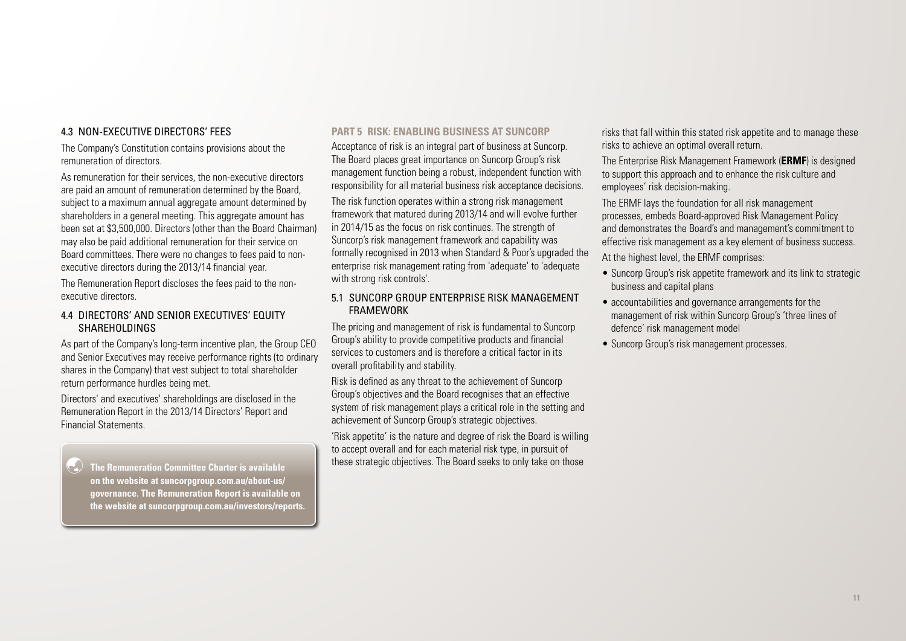### 4.3 NON-EXECUTIVE DIRECTORS' FEES

The Company's Constitution contains provisions about the remuneration of directors.

As remuneration for their services, the non-executive directors are paid an amount of remuneration determined by the Board, subject to a maximum annual aggregate amount determined by shareholders in a general meeting. This aggregate amount has been set at $3,500,000. Directors (other than the Board Chairman) may also be paid additional remuneration for their service on Board committees. There were no changes to fees paid to non-executive directors during the 2013/14 financial year.

The Remuneration Report discloses the fees paid to the non-executive directors.

### 4.4 DIRECTORS' AND SENIOR EXECUTIVES' EQUITY SHAREHOLDINGS

As part of the Company's long-term incentive plan, the Group CEO and Senior Executives may receive performance rights (to ordinary shares in the Company) that vest subject to total shareholder return performance hurdles being met.

Directors' and executives' shareholdings are disclosed in the Remuneration Report in the 2013/14 Directors' Report and Financial Statements.

**The Remuneration Committee Charter is available on the website at suncorpgroup.com.au/about-us/governance. The Remuneration Report is available on the website at suncorpgroup.com.au/investors/reports.**

## PART 5 RISK: ENABLING BUSINESS AT SUNCORP

Acceptance of risk is an integral part of business at Suncorp. The Board places great importance on Suncorp Group's risk management function being a robust, independent function with responsibility for all material business risk acceptance decisions.

The risk function operates within a strong risk management framework that matured during 2013/14 and will evolve further in 2014/15 as the focus on risk continues. The strength of Suncorp's risk management framework and capability was formally recognised in 2013 when Standard & Poor's upgraded the enterprise risk management rating from 'adequate' to 'adequate with strong risk controls'.

### 5.1 SUNCORP GROUP ENTERPRISE RISK MANAGEMENT FRAMEWORK

The pricing and management of risk is fundamental to Suncorp Group's ability to provide competitive products and financial services to customers and is therefore a critical factor in its overall profitability and stability.

Risk is defined as any threat to the achievement of Suncorp Group's objectives and the Board recognises that an effective system of risk management plays a critical role in the setting and achievement of Suncorp Group's strategic objectives.

'Risk appetite' is the nature and degree of risk the Board is willing to accept overall and for each material risk type, in pursuit of these strategic objectives. The Board seeks to only take on those risks that fall within this stated risk appetite and to manage these risks to achieve an optimal overall return.

The Enterprise Risk Management Framework (**ERMF**) is designed to support this approach and to enhance the risk culture and employees' risk decision-making.

The ERMF lays the foundation for all risk management processes, embeds Board-approved Risk Management Policy and demonstrates the Board's and management's commitment to effective risk management as a key element of business success.

At the highest level, the ERMF comprises:

- Suncorp Group's risk appetite framework and its link to strategic business and capital plans
- accountabilities and governance arrangements for the management of risk within Suncorp Group's 'three lines of defence' risk management model
- Suncorp Group's risk management processes.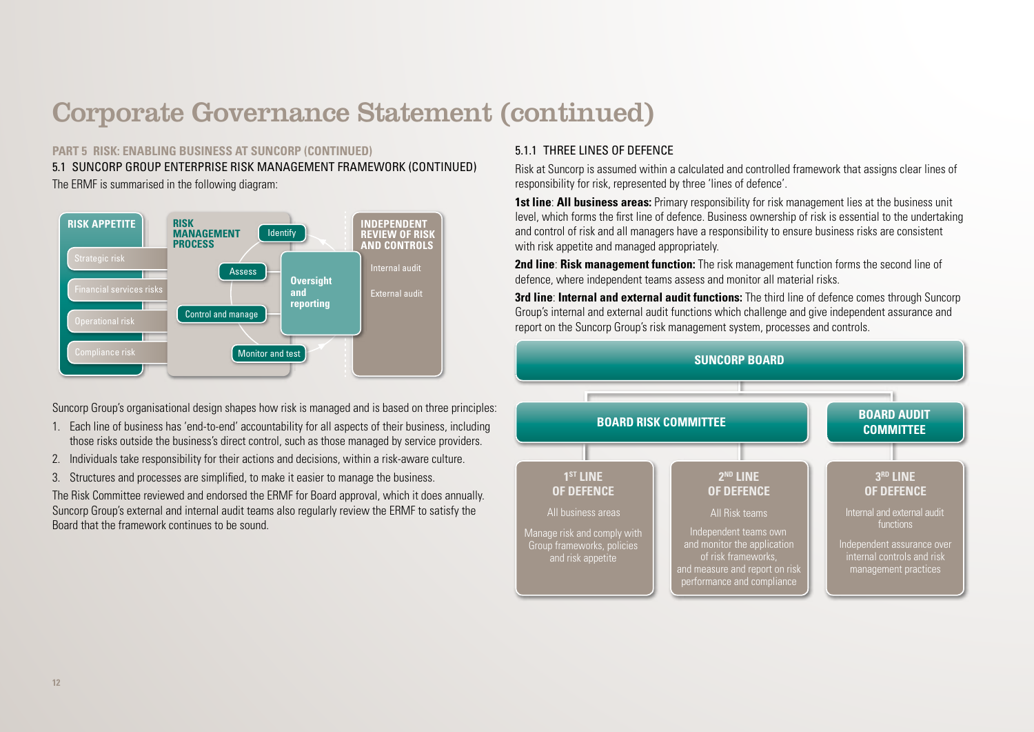# Corporate Governance Statement (continued)

## PART 5 RISK: ENABLING BUSINESS AT SUNCORP (CONTINUED)

### 5.1 SUNCORP GROUP ENTERPRISE RISK MANAGEMENT FRAMEWORK (CONTINUED)

The ERMF is summarised in the following diagram:

**RISK APPETITE**
- Strategic risk
- Financial services risks
- Operational risk
- Compliance risk

**RISK MANAGEMENT PROCESS**
- Identify
- Assess
- Control and manage
- Monitor and test

**Oversight and reporting**

**INDEPENDENT REVIEW OF RISK AND CONTROLS**
- Internal audit
- External audit

Suncorp Group's organisational design shapes how risk is managed and is based on three principles:

1. Each line of business has 'end-to-end' accountability for all aspects of their business, including those risks outside the business's direct control, such as those managed by service providers.
2. Individuals take responsibility for their actions and decisions, within a risk-aware culture.
3. Structures and processes are simplified, to make it easier to manage the business.

The Risk Committee reviewed and endorsed the ERMF for Board approval, which it does annually. Suncorp Group's external and internal audit teams also regularly review the ERMF to satisfy the Board that the framework continues to be sound.

#### 5.1.1 THREE LINES OF DEFENCE

Risk at Suncorp is assumed within a calculated and controlled framework that assigns clear lines of responsibility for risk, represented by three 'lines of defence'.

**1st line**: **All business areas:** Primary responsibility for risk management lies at the business unit level, which forms the first line of defence. Business ownership of risk is essential to the undertaking and control of risk and all managers have a responsibility to ensure business risks are consistent with risk appetite and managed appropriately.

**2nd line**: **Risk management function:** The risk management function forms the second line of defence, where independent teams assess and monitor all material risks.

**3rd line**: **Internal and external audit functions:** The third line of defence comes through Suncorp Group's internal and external audit functions which challenge and give independent assurance and report on the Suncorp Group's risk management system, processes and controls.

**SUNCORP BOARD**

**BOARD RISK COMMITTEE** | **BOARD AUDIT COMMITTEE**

| 1ST LINE OF DEFENCE | 2ND LINE OF DEFENCE | 3RD LINE OF DEFENCE |
|---|---|---|
| All business areas | All Risk teams | Internal and external audit functions |
| Manage risk and comply with Group frameworks, policies and risk appetite | Independent teams own and monitor the application of risk frameworks, and measure and report on risk performance and compliance | Independent assurance over internal controls and risk management practices |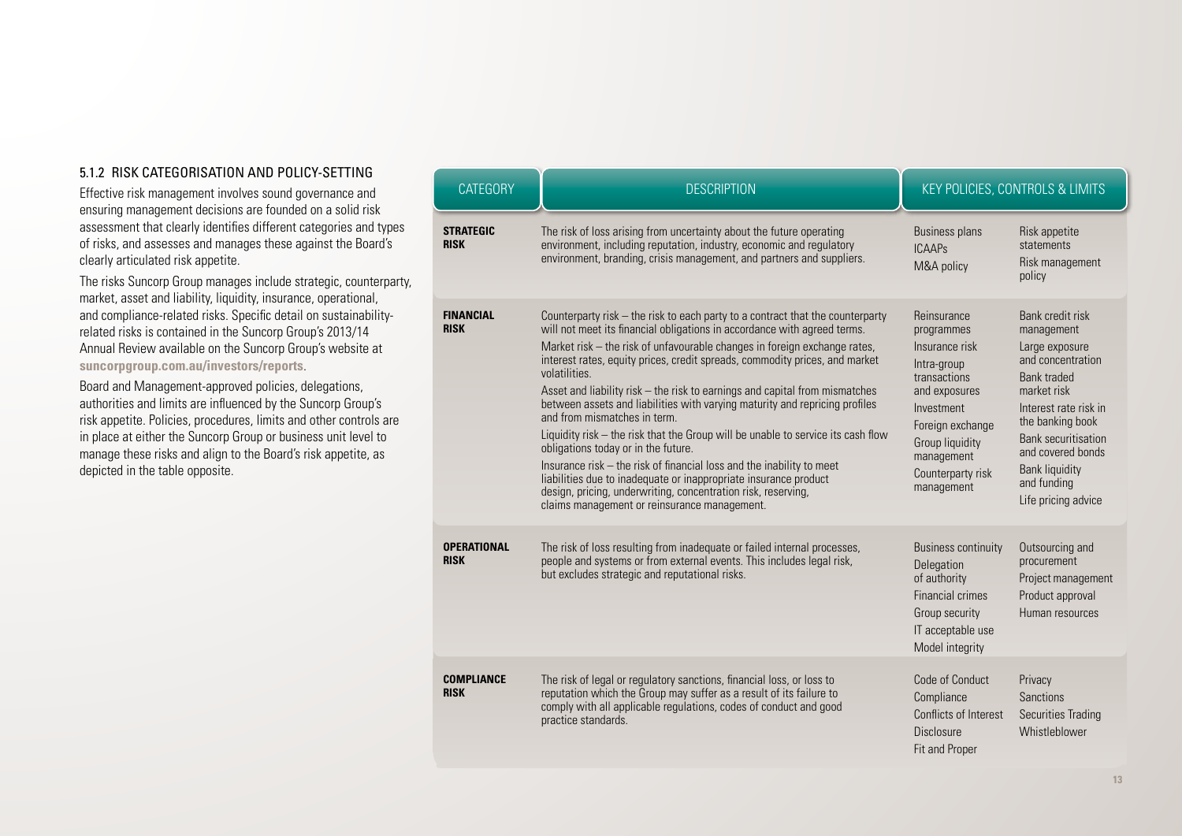### 5.1.2 RISK CATEGORISATION AND POLICY-SETTING

Effective risk management involves sound governance and ensuring management decisions are founded on a solid risk assessment that clearly identifies different categories and types of risks, and assesses and manages these against the Board's clearly articulated risk appetite.

The risks Suncorp Group manages include strategic, counterparty, market, asset and liability, liquidity, insurance, operational, and compliance-related risks. Specific detail on sustainability-related risks is contained in the Suncorp Group's 2013/14 Annual Review available on the Suncorp Group's website at **suncorpgroup.com.au/investors/reports**.

Board and Management-approved policies, delegations, authorities and limits are influenced by the Suncorp Group's risk appetite. Policies, procedures, limits and other controls are in place at either the Suncorp Group or business unit level to manage these risks and align to the Board's risk appetite, as depicted in the table opposite.

| CATEGORY | DESCRIPTION | KEY POLICIES, CONTROLS & LIMITS | |
|---|---|---|---|
| **STRATEGIC RISK** | The risk of loss arising from uncertainty about the future operating environment, including reputation, industry, economic and regulatory environment, branding, crisis management, and partners and suppliers. | Business plans<br>ICAAPs<br>M&A policy | Risk appetite statements<br>Risk management policy |
| **FINANCIAL RISK** | Counterparty risk – the risk to each party to a contract that the counterparty will not meet its financial obligations in accordance with agreed terms.<br>Market risk – the risk of unfavourable changes in foreign exchange rates, interest rates, equity prices, credit spreads, commodity prices, and market volatilities.<br>Asset and liability risk – the risk to earnings and capital from mismatches between assets and liabilities with varying maturity and repricing profiles and from mismatches in term.<br>Liquidity risk – the risk that the Group will be unable to service its cash flow obligations today or in the future.<br>Insurance risk – the risk of financial loss and the inability to meet liabilities due to inadequate or inappropriate insurance product design, pricing, underwriting, concentration risk, reserving, claims management or reinsurance management. | Reinsurance programmes<br>Insurance risk<br>Intra-group transactions and exposures<br>Investment<br>Foreign exchange<br>Group liquidity management<br>Counterparty risk management | Bank credit risk management<br>Large exposure and concentration<br>Bank traded market risk<br>Interest rate risk in the banking book<br>Bank securitisation and covered bonds<br>Bank liquidity and funding<br>Life pricing advice |
| **OPERATIONAL RISK** | The risk of loss resulting from inadequate or failed internal processes, people and systems or from external events. This includes legal risk, but excludes strategic and reputational risks. | Business continuity<br>Delegation of authority<br>Financial crimes<br>Group security<br>IT acceptable use<br>Model integrity | Outsourcing and procurement<br>Project management<br>Product approval<br>Human resources |
| **COMPLIANCE RISK** | The risk of legal or regulatory sanctions, financial loss, or loss to reputation which the Group may suffer as a result of its failure to comply with all applicable regulations, codes of conduct and good practice standards. | Code of Conduct<br>Compliance<br>Conflicts of Interest<br>Disclosure<br>Fit and Proper | Privacy<br>Sanctions<br>Securities Trading<br>Whistleblower |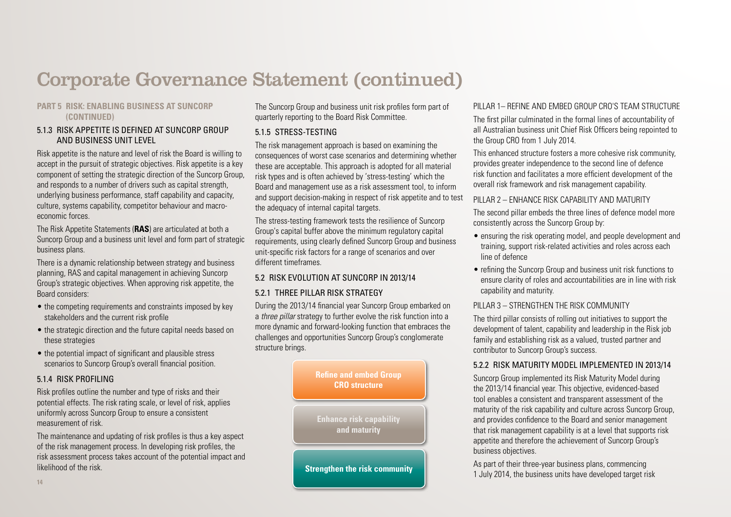# Corporate Governance Statement (continued)

## PART 5 RISK: ENABLING BUSINESS AT SUNCORP (CONTINUED)

### 5.1.3 RISK APPETITE IS DEFINED AT SUNCORP GROUP AND BUSINESS UNIT LEVEL

Risk appetite is the nature and level of risk the Board is willing to accept in the pursuit of strategic objectives. Risk appetite is a key component of setting the strategic direction of the Suncorp Group, and responds to a number of drivers such as capital strength, underlying business performance, staff capability and capacity, culture, systems capability, competitor behaviour and macro-economic forces.

The Risk Appetite Statements (**RAS**) are articulated at both a Suncorp Group and a business unit level and form part of strategic business plans.

There is a dynamic relationship between strategy and business planning, RAS and capital management in achieving Suncorp Group's strategic objectives. When approving risk appetite, the Board considers:

- the competing requirements and constraints imposed by key stakeholders and the current risk profile
- the strategic direction and the future capital needs based on these strategies
- the potential impact of significant and plausible stress scenarios to Suncorp Group's overall financial position.

### 5.1.4 RISK PROFILING

Risk profiles outline the number and type of risks and their potential effects. The risk rating scale, or level of risk, applies uniformly across Suncorp Group to ensure a consistent measurement of risk.

The maintenance and updating of risk profiles is thus a key aspect of the risk management process. In developing risk profiles, the risk assessment process takes account of the potential impact and likelihood of the risk.

The Suncorp Group and business unit risk profiles form part of quarterly reporting to the Board Risk Committee.

### 5.1.5 STRESS-TESTING

The risk management approach is based on examining the consequences of worst case scenarios and determining whether these are acceptable. This approach is adopted for all material risk types and is often achieved by 'stress-testing' which the Board and management use as a risk assessment tool, to inform and support decision-making in respect of risk appetite and to test the adequacy of internal capital targets.

The stress-testing framework tests the resilience of Suncorp Group's capital buffer above the minimum regulatory capital requirements, using clearly defined Suncorp Group and business unit-specific risk factors for a range of scenarios and over different timeframes.

## 5.2 RISK EVOLUTION AT SUNCORP IN 2013/14

### 5.2.1 THREE PILLAR RISK STRATEGY

During the 2013/14 financial year Suncorp Group embarked on a *three pillar* strategy to further evolve the risk function into a more dynamic and forward-looking function that embraces the challenges and opportunities Suncorp Group's conglomerate structure brings.

**Refine and embed Group CRO structure**

**Enhance risk capability and maturity**

**Strengthen the risk community**

#### PILLAR 1– REFINE AND EMBED GROUP CRO'S TEAM STRUCTURE

The first pillar culminated in the formal lines of accountability of all Australian business unit Chief Risk Officers being repointed to the Group CRO from 1 July 2014.

This enhanced structure fosters a more cohesive risk community, provides greater independence to the second line of defence risk function and facilitates a more efficient development of the overall risk framework and risk management capability.

#### PILLAR 2 – ENHANCE RISK CAPABILITY AND MATURITY

The second pillar embeds the three lines of defence model more consistently across the Suncorp Group by:

- ensuring the risk operating model, and people development and training, support risk-related activities and roles across each line of defence
- refining the Suncorp Group and business unit risk functions to ensure clarity of roles and accountabilities are in line with risk capability and maturity.

#### PILLAR 3 – STRENGTHEN THE RISK COMMUNITY

The third pillar consists of rolling out initiatives to support the development of talent, capability and leadership in the Risk job family and establishing risk as a valued, trusted partner and contributor to Suncorp Group's success.

### 5.2.2 RISK MATURITY MODEL IMPLEMENTED IN 2013/14

Suncorp Group implemented its Risk Maturity Model during the 2013/14 financial year. This objective, evidenced-based tool enables a consistent and transparent assessment of the maturity of the risk capability and culture across Suncorp Group, and provides confidence to the Board and senior management that risk management capability is at a level that supports risk appetite and therefore the achievement of Suncorp Group's business objectives.

As part of their three-year business plans, commencing 1 July 2014, the business units have developed target risk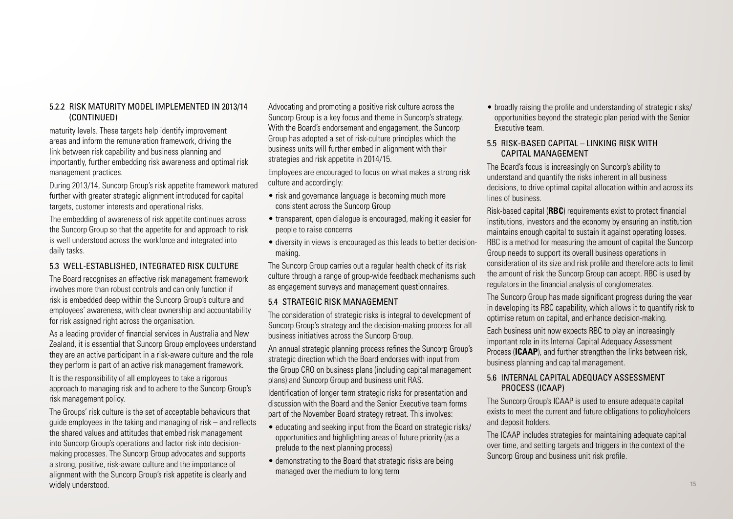### 5.2.2 RISK MATURITY MODEL IMPLEMENTED IN 2013/14 (CONTINUED)

maturity levels. These targets help identify improvement areas and inform the remuneration framework, driving the link between risk capability and business planning and importantly, further embedding risk awareness and optimal risk management practices.

During 2013/14, Suncorp Group's risk appetite framework matured further with greater strategic alignment introduced for capital targets, customer interests and operational risks.

The embedding of awareness of risk appetite continues across the Suncorp Group so that the appetite for and approach to risk is well understood across the workforce and integrated into daily tasks.

## 5.3 WELL-ESTABLISHED, INTEGRATED RISK CULTURE

The Board recognises an effective risk management framework involves more than robust controls and can only function if risk is embedded deep within the Suncorp Group's culture and employees' awareness, with clear ownership and accountability for risk assigned right across the organisation.

As a leading provider of financial services in Australia and New Zealand, it is essential that Suncorp Group employees understand they are an active participant in a risk-aware culture and the role they perform is part of an active risk management framework.

It is the responsibility of all employees to take a rigorous approach to managing risk and to adhere to the Suncorp Group's risk management policy.

The Groups' risk culture is the set of acceptable behaviours that guide employees in the taking and managing of risk – and reflects the shared values and attitudes that embed risk management into Suncorp Group's operations and factor risk into decision-making processes. The Suncorp Group advocates and supports a strong, positive, risk-aware culture and the importance of alignment with the Suncorp Group's risk appetite is clearly and widely understood.

Advocating and promoting a positive risk culture across the Suncorp Group is a key focus and theme in Suncorp's strategy. With the Board's endorsement and engagement, the Suncorp Group has adopted a set of risk-culture principles which the business units will further embed in alignment with their strategies and risk appetite in 2014/15.

Employees are encouraged to focus on what makes a strong risk culture and accordingly:

- risk and governance language is becoming much more consistent across the Suncorp Group
- transparent, open dialogue is encouraged, making it easier for people to raise concerns
- diversity in views is encouraged as this leads to better decision-making.

The Suncorp Group carries out a regular health check of its risk culture through a range of group-wide feedback mechanisms such as engagement surveys and management questionnaires.

## 5.4 STRATEGIC RISK MANAGEMENT

The consideration of strategic risks is integral to development of Suncorp Group's strategy and the decision-making process for all business initiatives across the Suncorp Group.

An annual strategic planning process refines the Suncorp Group's strategic direction which the Board endorses with input from the Group CRO on business plans (including capital management plans) and Suncorp Group and business unit RAS.

Identification of longer term strategic risks for presentation and discussion with the Board and the Senior Executive team forms part of the November Board strategy retreat. This involves:

- educating and seeking input from the Board on strategic risks/opportunities and highlighting areas of future priority (as a prelude to the next planning process)
- demonstrating to the Board that strategic risks are being managed over the medium to long term
- broadly raising the profile and understanding of strategic risks/opportunities beyond the strategic plan period with the Senior Executive team.

## 5.5 RISK-BASED CAPITAL – LINKING RISK WITH CAPITAL MANAGEMENT

The Board's focus is increasingly on Suncorp's ability to understand and quantify the risks inherent in all business decisions, to drive optimal capital allocation within and across its lines of business.

Risk-based capital (**RBC**) requirements exist to protect financial institutions, investors and the economy by ensuring an institution maintains enough capital to sustain it against operating losses. RBC is a method for measuring the amount of capital the Suncorp Group needs to support its overall business operations in consideration of its size and risk profile and therefore acts to limit the amount of risk the Suncorp Group can accept. RBC is used by regulators in the financial analysis of conglomerates.

The Suncorp Group has made significant progress during the year in developing its RBC capability, which allows it to quantify risk to optimise return on capital, and enhance decision-making.

Each business unit now expects RBC to play an increasingly important role in its Internal Capital Adequacy Assessment Process (**ICAAP**), and further strengthen the links between risk, business planning and capital management.

## 5.6 INTERNAL CAPITAL ADEQUACY ASSESSMENT PROCESS (ICAAP)

The Suncorp Group's ICAAP is used to ensure adequate capital exists to meet the current and future obligations to policyholders and deposit holders.

The ICAAP includes strategies for maintaining adequate capital over time, and setting targets and triggers in the context of the Suncorp Group and business unit risk profile.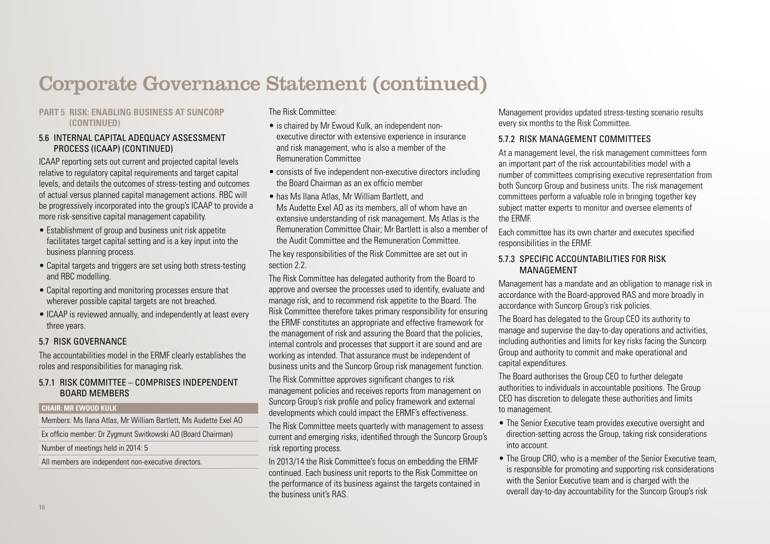# Corporate Governance Statement (continued)

## PART 5 RISK: ENABLING BUSINESS AT SUNCORP (CONTINUED)

### 5.6 INTERNAL CAPITAL ADEQUACY ASSESSMENT PROCESS (ICAAP) (CONTINUED)

ICAAP reporting sets out current and projected capital levels relative to regulatory capital requirements and target capital levels, and details the outcomes of stress-testing and outcomes of actual versus planned capital management actions. RBC will be progressively incorporated into the group's ICAAP to provide a more risk-sensitive capital management capability.

- Establishment of group and business unit risk appetite facilitates target capital setting and is a key input into the business planning process.
- Capital targets and triggers are set using both stress-testing and RBC modelling.
- Capital reporting and monitoring processes ensure that wherever possible capital targets are not breached.
- ICAAP is reviewed annually, and independently at least every three years.

### 5.7 RISK GOVERNANCE

The accountabilities model in the ERMF clearly establishes the roles and responsibilities for managing risk.

#### 5.7.1 RISK COMMITTEE – COMPRISES INDEPENDENT BOARD MEMBERS

| CHAIR: MR EWOUD KULK |
|---|
| Members: Ms Ilana Atlas, Mr William Bartlett, Ms Audette Exel AO |
| Ex officio member: Dr Zygmunt Switkowski AO (Board Chairman) |
| Number of meetings held in 2014: 5 |
| All members are independent non-executive directors. |

The Risk Committee:

- is chaired by Mr Ewoud Kulk, an independent non-executive director with extensive experience in insurance and risk management, who is also a member of the Remuneration Committee
- consists of five independent non-executive directors including the Board Chairman as an ex officio member
- has Ms Ilana Atlas, Mr William Bartlett, and Ms Audette Exel AO as its members, all of whom have an extensive understanding of risk management. Ms Atlas is the Remuneration Committee Chair; Mr Bartlett is also a member of the Audit Committee and the Remuneration Committee.

The key responsibilities of the Risk Committee are set out in section 2.2.

The Risk Committee has delegated authority from the Board to approve and oversee the processes used to identify, evaluate and manage risk, and to recommend risk appetite to the Board. The Risk Committee therefore takes primary responsibility for ensuring the ERMF constitutes an appropriate and effective framework for the management of risk and assuring the Board that the policies, internal controls and processes that support it are sound and are working as intended. That assurance must be independent of business units and the Suncorp Group risk management function.

The Risk Committee approves significant changes to risk management policies and receives reports from management on Suncorp Group's risk profile and policy framework and external developments which could impact the ERMF's effectiveness.

The Risk Committee meets quarterly with management to assess current and emerging risks, identified through the Suncorp Group's risk reporting process.

In 2013/14 the Risk Committee's focus on embedding the ERMF continued. Each business unit reports to the Risk Committee on the performance of its business against the targets contained in the business unit's RAS.

Management provides updated stress-testing scenario results every six months to the Risk Committee.

#### 5.7.2 RISK MANAGEMENT COMMITTEES

At a management level, the risk management committees form an important part of the risk accountabilities model with a number of committees comprising executive representation from both Suncorp Group and business units. The risk management committees perform a valuable role in bringing together key subject matter experts to monitor and oversee elements of the ERMF.

Each committee has its own charter and executes specified responsibilities in the ERMF.

#### 5.7.3 SPECIFIC ACCOUNTABILITIES FOR RISK MANAGEMENT

Management has a mandate and an obligation to manage risk in accordance with the Board-approved RAS and more broadly in accordance with Suncorp Group's risk policies.

The Board has delegated to the Group CEO its authority to manage and supervise the day-to-day operations and activities, including authorities and limits for key risks facing the Suncorp Group and authority to commit and make operational and capital expenditures.

The Board authorises the Group CEO to further delegate authorities to individuals in accountable positions. The Group CEO has discretion to delegate these authorities and limits to management.

- The Senior Executive team provides executive oversight and direction-setting across the Group, taking risk considerations into account.
- The Group CRO, who is a member of the Senior Executive team, is responsible for promoting and supporting risk considerations with the Senior Executive team and is charged with the overall day-to-day accountability for the Suncorp Group's risk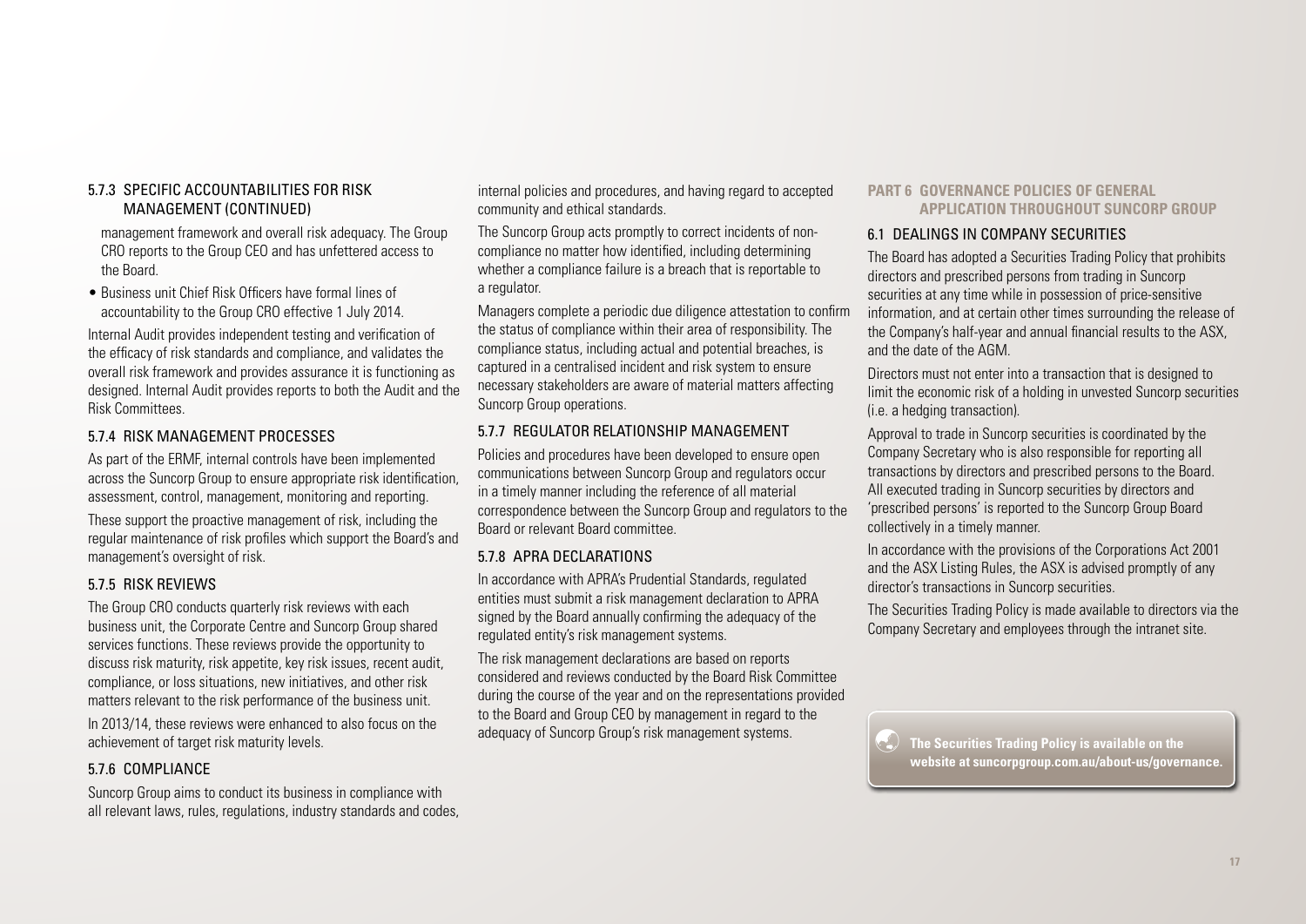### 5.7.3 SPECIFIC ACCOUNTABILITIES FOR RISK MANAGEMENT (CONTINUED)

management framework and overall risk adequacy. The Group CRO reports to the Group CEO and has unfettered access to the Board.

- Business unit Chief Risk Officers have formal lines of accountability to the Group CRO effective 1 July 2014.

Internal Audit provides independent testing and verification of the efficacy of risk standards and compliance, and validates the overall risk framework and provides assurance it is functioning as designed. Internal Audit provides reports to both the Audit and the Risk Committees.

### 5.7.4 RISK MANAGEMENT PROCESSES

As part of the ERMF, internal controls have been implemented across the Suncorp Group to ensure appropriate risk identification, assessment, control, management, monitoring and reporting.

These support the proactive management of risk, including the regular maintenance of risk profiles which support the Board's and management's oversight of risk.

### 5.7.5 RISK REVIEWS

The Group CRO conducts quarterly risk reviews with each business unit, the Corporate Centre and Suncorp Group shared services functions. These reviews provide the opportunity to discuss risk maturity, risk appetite, key risk issues, recent audit, compliance, or loss situations, new initiatives, and other risk matters relevant to the risk performance of the business unit.

In 2013/14, these reviews were enhanced to also focus on the achievement of target risk maturity levels.

### 5.7.6 COMPLIANCE

Suncorp Group aims to conduct its business in compliance with all relevant laws, rules, regulations, industry standards and codes, internal policies and procedures, and having regard to accepted community and ethical standards.

The Suncorp Group acts promptly to correct incidents of non-compliance no matter how identified, including determining whether a compliance failure is a breach that is reportable to a regulator.

Managers complete a periodic due diligence attestation to confirm the status of compliance within their area of responsibility. The compliance status, including actual and potential breaches, is captured in a centralised incident and risk system to ensure necessary stakeholders are aware of material matters affecting Suncorp Group operations.

### 5.7.7 REGULATOR RELATIONSHIP MANAGEMENT

Policies and procedures have been developed to ensure open communications between Suncorp Group and regulators occur in a timely manner including the reference of all material correspondence between the Suncorp Group and regulators to the Board or relevant Board committee.

### 5.7.8 APRA DECLARATIONS

In accordance with APRA's Prudential Standards, regulated entities must submit a risk management declaration to APRA signed by the Board annually confirming the adequacy of the regulated entity's risk management systems.

The risk management declarations are based on reports considered and reviews conducted by the Board Risk Committee during the course of the year and on the representations provided to the Board and Group CEO by management in regard to the adequacy of Suncorp Group's risk management systems.

## PART 6 GOVERNANCE POLICIES OF GENERAL APPLICATION THROUGHOUT SUNCORP GROUP

### 6.1 DEALINGS IN COMPANY SECURITIES

The Board has adopted a Securities Trading Policy that prohibits directors and prescribed persons from trading in Suncorp securities at any time while in possession of price-sensitive information, and at certain other times surrounding the release of the Company's half-year and annual financial results to the ASX, and the date of the AGM.

Directors must not enter into a transaction that is designed to limit the economic risk of a holding in unvested Suncorp securities (i.e. a hedging transaction).

Approval to trade in Suncorp securities is coordinated by the Company Secretary who is also responsible for reporting all transactions by directors and prescribed persons to the Board. All executed trading in Suncorp securities by directors and 'prescribed persons' is reported to the Suncorp Group Board collectively in a timely manner.

In accordance with the provisions of the Corporations Act 2001 and the ASX Listing Rules, the ASX is advised promptly of any director's transactions in Suncorp securities.

The Securities Trading Policy is made available to directors via the Company Secretary and employees through the intranet site.

**The Securities Trading Policy is available on the website at suncorpgroup.com.au/about-us/governance.**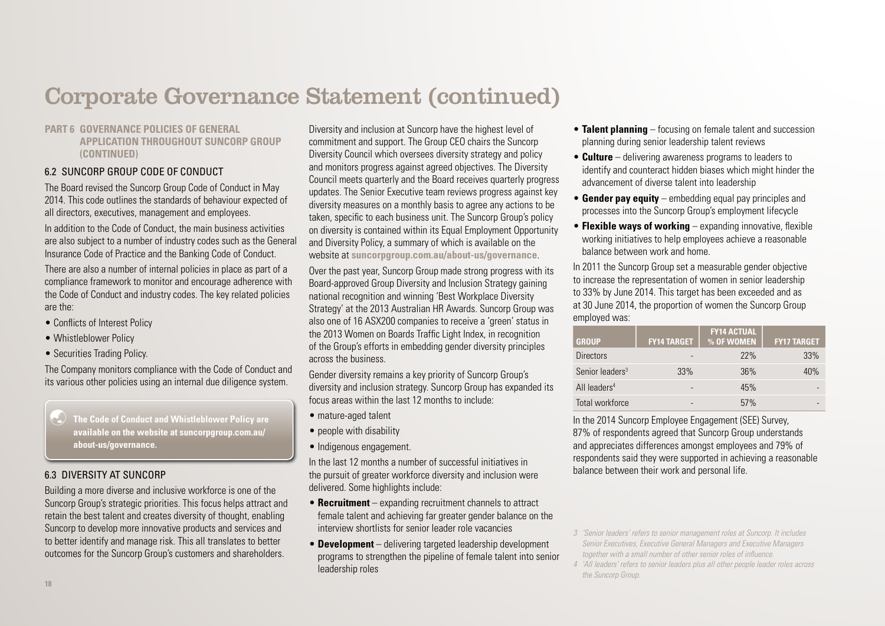# Corporate Governance Statement (continued)

**PART 6 GOVERNANCE POLICIES OF GENERAL APPLICATION THROUGHOUT SUNCORP GROUP (CONTINUED)**

### 6.2 SUNCORP GROUP CODE OF CONDUCT

The Board revised the Suncorp Group Code of Conduct in May 2014. This code outlines the standards of behaviour expected of all directors, executives, management and employees.

In addition to the Code of Conduct, the main business activities are also subject to a number of industry codes such as the General Insurance Code of Practice and the Banking Code of Conduct.

There are also a number of internal policies in place as part of a compliance framework to monitor and encourage adherence with the Code of Conduct and industry codes. The key related policies are the:

- Conflicts of Interest Policy
- Whistleblower Policy
- Securities Trading Policy.

The Company monitors compliance with the Code of Conduct and its various other policies using an internal due diligence system.

**The Code of Conduct and Whistleblower Policy are available on the website at suncorpgroup.com.au/about-us/governance.**

### 6.3 DIVERSITY AT SUNCORP

Building a more diverse and inclusive workforce is one of the Suncorp Group's strategic priorities. This focus helps attract and retain the best talent and creates diversity of thought, enabling Suncorp to develop more innovative products and services and to better identify and manage risk. This all translates to better outcomes for the Suncorp Group's customers and shareholders.

Diversity and inclusion at Suncorp have the highest level of commitment and support. The Group CEO chairs the Suncorp Diversity Council which oversees diversity strategy and policy and monitors progress against agreed objectives. The Diversity Council meets quarterly and the Board receives quarterly progress updates. The Senior Executive team reviews progress against key diversity measures on a monthly basis to agree any actions to be taken, specific to each business unit. The Suncorp Group's policy on diversity is contained within its Equal Employment Opportunity and Diversity Policy, a summary of which is available on the website at **suncorpgroup.com.au/about-us/governance**.

Over the past year, Suncorp Group made strong progress with its Board-approved Group Diversity and Inclusion Strategy gaining national recognition and winning 'Best Workplace Diversity Strategy' at the 2013 Australian HR Awards. Suncorp Group was also one of 16 ASX200 companies to receive a 'green' status in the 2013 Women on Boards Traffic Light Index, in recognition of the Group's efforts in embedding gender diversity principles across the business.

Gender diversity remains a key priority of Suncorp Group's diversity and inclusion strategy. Suncorp Group has expanded its focus areas within the last 12 months to include:

- mature-aged talent
- people with disability
- Indigenous engagement.

In the last 12 months a number of successful initiatives in the pursuit of greater workforce diversity and inclusion were delivered. Some highlights include:

- **Recruitment** – expanding recruitment channels to attract female talent and achieving far greater gender balance on the interview shortlists for senior leader role vacancies
- **Development** – delivering targeted leadership development programs to strengthen the pipeline of female talent into senior leadership roles
- **Talent planning** – focusing on female talent and succession planning during senior leadership talent reviews
- **Culture** – delivering awareness programs to leaders to identify and counteract hidden biases which might hinder the advancement of diverse talent into leadership
- **Gender pay equity** – embedding equal pay principles and processes into the Suncorp Group's employment lifecycle
- **Flexible ways of working** – expanding innovative, flexible working initiatives to help employees achieve a reasonable balance between work and home.

In 2011 the Suncorp Group set a measurable gender objective to increase the representation of women in senior leadership to 33% by June 2014. This target has been exceeded and as at 30 June 2014, the proportion of women the Suncorp Group employed was:

| GROUP | FY14 TARGET | FY14 ACTUAL % OF WOMEN | FY17 TARGET |
|---|---|---|---|
| Directors | - | 22% | 33% |
| Senior leaders[3] | 33% | 36% | 40% |
| All leaders[4] | - | 45% | - |
| Total workforce | - | 57% | - |

In the 2014 Suncorp Employee Engagement (SEE) Survey, 87% of respondents agreed that Suncorp Group understands and appreciates differences amongst employees and 79% of respondents said they were supported in achieving a reasonable balance between their work and personal life.

*3 'Senior leaders' refers to senior management roles at Suncorp. It includes Senior Executives, Executive General Managers and Executive Managers together with a small number of other senior roles of influence.*

*4 'All leaders' refers to senior leaders plus all other people leader roles across the Suncorp Group.*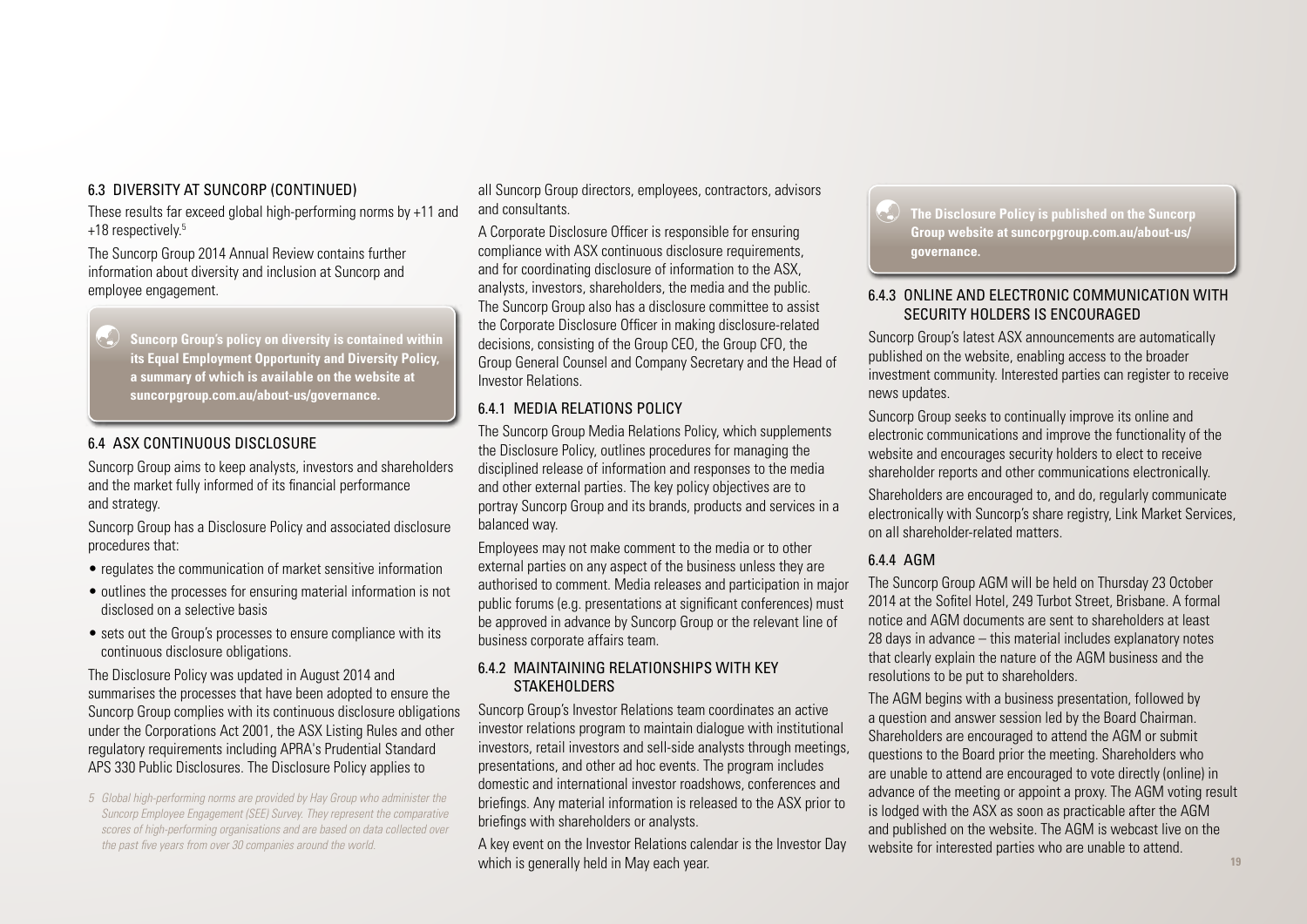### 6.3 DIVERSITY AT SUNCORP (CONTINUED)

These results far exceed global high-performing norms by +11 and +18 respectively.[5]

The Suncorp Group 2014 Annual Review contains further information about diversity and inclusion at Suncorp and employee engagement.

> **Suncorp Group's policy on diversity is contained within its Equal Employment Opportunity and Diversity Policy, a summary of which is available on the website at suncorpgroup.com.au/about-us/governance.**

### 6.4 ASX CONTINUOUS DISCLOSURE

Suncorp Group aims to keep analysts, investors and shareholders and the market fully informed of its financial performance and strategy.

Suncorp Group has a Disclosure Policy and associated disclosure procedures that:

- regulates the communication of market sensitive information
- outlines the processes for ensuring material information is not disclosed on a selective basis
- sets out the Group's processes to ensure compliance with its continuous disclosure obligations.

The Disclosure Policy was updated in August 2014 and summarises the processes that have been adopted to ensure the Suncorp Group complies with its continuous disclosure obligations under the Corporations Act 2001, the ASX Listing Rules and other regulatory requirements including APRA's Prudential Standard APS 330 Public Disclosures. The Disclosure Policy applies to all Suncorp Group directors, employees, contractors, advisors and consultants.

A Corporate Disclosure Officer is responsible for ensuring compliance with ASX continuous disclosure requirements, and for coordinating disclosure of information to the ASX, analysts, investors, shareholders, the media and the public. The Suncorp Group also has a disclosure committee to assist the Corporate Disclosure Officer in making disclosure-related decisions, consisting of the Group CEO, the Group CFO, the Group General Counsel and Company Secretary and the Head of Investor Relations.

#### 6.4.1 MEDIA RELATIONS POLICY

The Suncorp Group Media Relations Policy, which supplements the Disclosure Policy, outlines procedures for managing the disciplined release of information and responses to the media and other external parties. The key policy objectives are to portray Suncorp Group and its brands, products and services in a balanced way.

Employees may not make comment to the media or to other external parties on any aspect of the business unless they are authorised to comment. Media releases and participation in major public forums (e.g. presentations at significant conferences) must be approved in advance by Suncorp Group or the relevant line of business corporate affairs team.

#### 6.4.2 MAINTAINING RELATIONSHIPS WITH KEY STAKEHOLDERS

Suncorp Group's Investor Relations team coordinates an active investor relations program to maintain dialogue with institutional investors, retail investors and sell-side analysts through meetings, presentations, and other ad hoc events. The program includes domestic and international investor roadshows, conferences and briefings. Any material information is released to the ASX prior to briefings with shareholders or analysts.

A key event on the Investor Relations calendar is the Investor Day which is generally held in May each year.

> **The Disclosure Policy is published on the Suncorp Group website at suncorpgroup.com.au/about-us/governance.**

#### 6.4.3 ONLINE AND ELECTRONIC COMMUNICATION WITH SECURITY HOLDERS IS ENCOURAGED

Suncorp Group's latest ASX announcements are automatically published on the website, enabling access to the broader investment community. Interested parties can register to receive news updates.

Suncorp Group seeks to continually improve its online and electronic communications and improve the functionality of the website and encourages security holders to elect to receive shareholder reports and other communications electronically.

Shareholders are encouraged to, and do, regularly communicate electronically with Suncorp's share registry, Link Market Services, on all shareholder-related matters.

#### 6.4.4 AGM

The Suncorp Group AGM will be held on Thursday 23 October 2014 at the Sofitel Hotel, 249 Turbot Street, Brisbane. A formal notice and AGM documents are sent to shareholders at least 28 days in advance – this material includes explanatory notes that clearly explain the nature of the AGM business and the resolutions to be put to shareholders.

The AGM begins with a business presentation, followed by a question and answer session led by the Board Chairman. Shareholders are encouraged to attend the AGM or submit questions to the Board prior the meeting. Shareholders who are unable to attend are encouraged to vote directly (online) in advance of the meeting or appoint a proxy. The AGM voting result is lodged with the ASX as soon as practicable after the AGM and published on the website. The AGM is webcast live on the website for interested parties who are unable to attend.

*5 Global high-performing norms are provided by Hay Group who administer the Suncorp Employee Engagement (SEE) Survey. They represent the comparative scores of high-performing organisations and are based on data collected over the past five years from over 30 companies around the world.*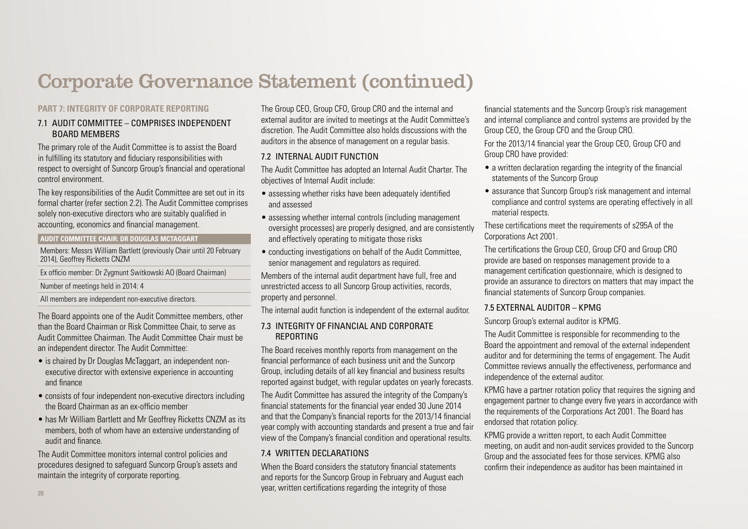# Corporate Governance Statement (continued)

## PART 7: INTEGRITY OF CORPORATE REPORTING

### 7.1 AUDIT COMMITTEE – COMPRISES INDEPENDENT BOARD MEMBERS

The primary role of the Audit Committee is to assist the Board in fulfilling its statutory and fiduciary responsibilities with respect to oversight of Suncorp Group's financial and operational control environment.

The key responsibilities of the Audit Committee are set out in its formal charter (refer section 2.2). The Audit Committee comprises solely non-executive directors who are suitably qualified in accounting, economics and financial management.

| AUDIT COMMITTEE CHAIR: DR DOUGLAS MCTAGGART |
|---|
| Members: Messrs William Bartlett (previously Chair until 20 February 2014), Geoffrey Ricketts CNZM |
| Ex officio member: Dr Zygmunt Switkowski AO (Board Chairman) |
| Number of meetings held in 2014: 4 |
| All members are independent non-executive directors. |

The Board appoints one of the Audit Committee members, other than the Board Chairman or Risk Committee Chair, to serve as Audit Committee Chairman. The Audit Committee Chair must be an independent director. The Audit Committee:

- is chaired by Dr Douglas McTaggart, an independent non-executive director with extensive experience in accounting and finance
- consists of four independent non-executive directors including the Board Chairman as an ex-officio member
- has Mr William Bartlett and Mr Geoffrey Ricketts CNZM as its members, both of whom have an extensive understanding of audit and finance.

The Audit Committee monitors internal control policies and procedures designed to safeguard Suncorp Group's assets and maintain the integrity of corporate reporting.

The Group CEO, Group CFO, Group CRO and the internal and external auditor are invited to meetings at the Audit Committee's discretion. The Audit Committee also holds discussions with the auditors in the absence of management on a regular basis.

### 7.2 INTERNAL AUDIT FUNCTION

The Audit Committee has adopted an Internal Audit Charter. The objectives of Internal Audit include:

- assessing whether risks have been adequately identified and assessed
- assessing whether internal controls (including management oversight processes) are properly designed, and are consistently and effectively operating to mitigate those risks
- conducting investigations on behalf of the Audit Committee, senior management and regulators as required.

Members of the internal audit department have full, free and unrestricted access to all Suncorp Group activities, records, property and personnel.

The internal audit function is independent of the external auditor.

### 7.3 INTEGRITY OF FINANCIAL AND CORPORATE REPORTING

The Board receives monthly reports from management on the financial performance of each business unit and the Suncorp Group, including details of all key financial and business results reported against budget, with regular updates on yearly forecasts.

The Audit Committee has assured the integrity of the Company's financial statements for the financial year ended 30 June 2014 and that the Company's financial reports for the 2013/14 financial year comply with accounting standards and present a true and fair view of the Company's financial condition and operational results.

### 7.4 WRITTEN DECLARATIONS

When the Board considers the statutory financial statements and reports for the Suncorp Group in February and August each year, written certifications regarding the integrity of those financial statements and the Suncorp Group's risk management and internal compliance and control systems are provided by the Group CEO, the Group CFO and the Group CRO.

For the 2013/14 financial year the Group CEO, Group CFO and Group CRO have provided:

- a written declaration regarding the integrity of the financial statements of the Suncorp Group
- assurance that Suncorp Group's risk management and internal compliance and control systems are operating effectively in all material respects.

These certifications meet the requirements of s295A of the Corporations Act 2001.

The certifications the Group CEO, Group CFO and Group CRO provide are based on responses management provide to a management certification questionnaire, which is designed to provide an assurance to directors on matters that may impact the financial statements of Suncorp Group companies.

### 7.5 EXTERNAL AUDITOR – KPMG

Suncorp Group's external auditor is KPMG.

The Audit Committee is responsible for recommending to the Board the appointment and removal of the external independent auditor and for determining the terms of engagement. The Audit Committee reviews annually the effectiveness, performance and independence of the external auditor.

KPMG have a partner rotation policy that requires the signing and engagement partner to change every five years in accordance with the requirements of the Corporations Act 2001. The Board has endorsed that rotation policy.

KPMG provide a written report, to each Audit Committee meeting, on audit and non-audit services provided to the Suncorp Group and the associated fees for those services. KPMG also confirm their independence as auditor has been maintained in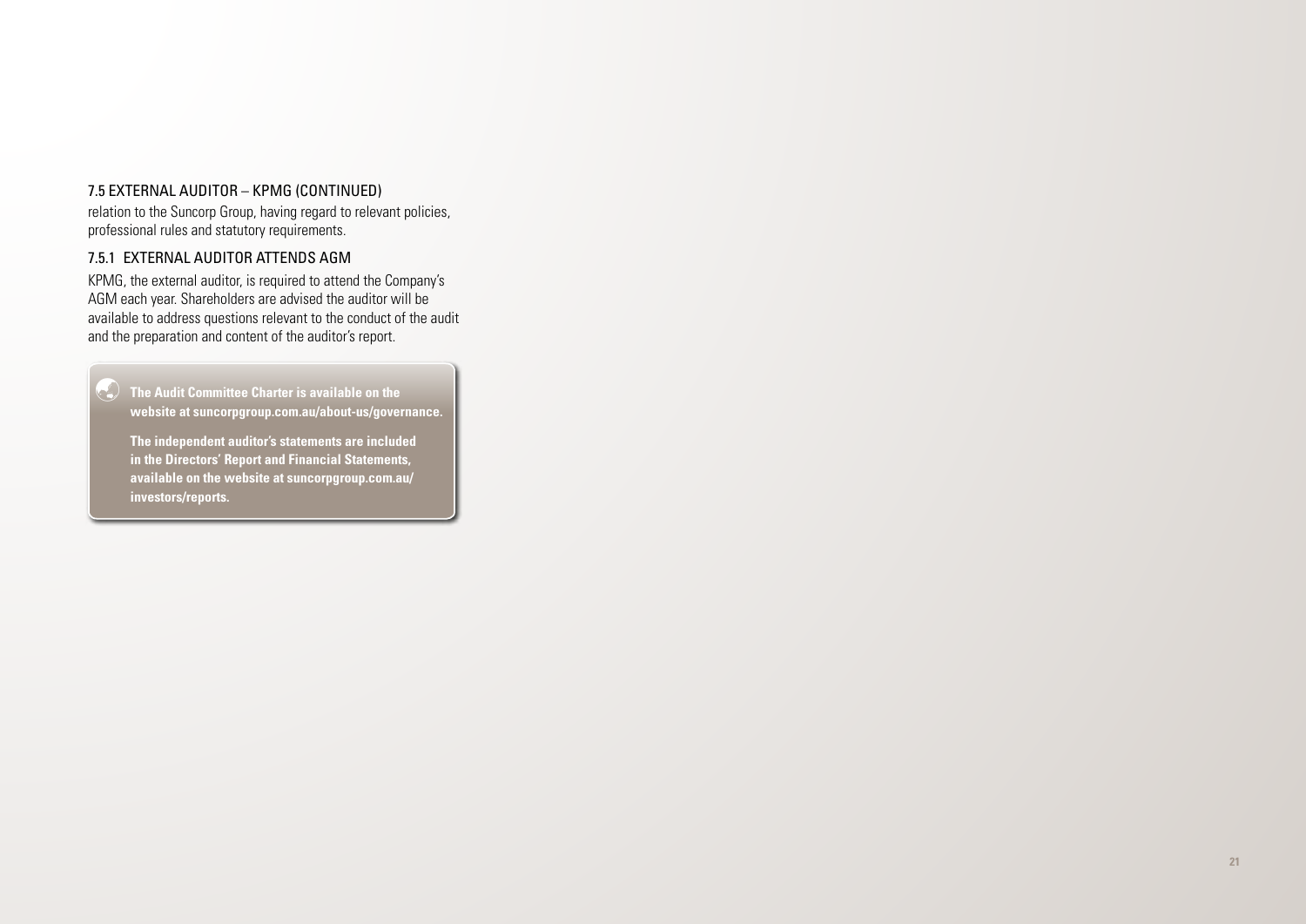### 7.5 EXTERNAL AUDITOR – KPMG (CONTINUED)

relation to the Suncorp Group, having regard to relevant policies, professional rules and statutory requirements.

### 7.5.1 EXTERNAL AUDITOR ATTENDS AGM

KPMG, the external auditor, is required to attend the Company's AGM each year. Shareholders are advised the auditor will be available to address questions relevant to the conduct of the audit and the preparation and content of the auditor's report.

**The Audit Committee Charter is available on the website at suncorpgroup.com.au/about-us/governance.**

**The independent auditor's statements are included in the Directors' Report and Financial Statements, available on the website at suncorpgroup.com.au/investors/reports.**